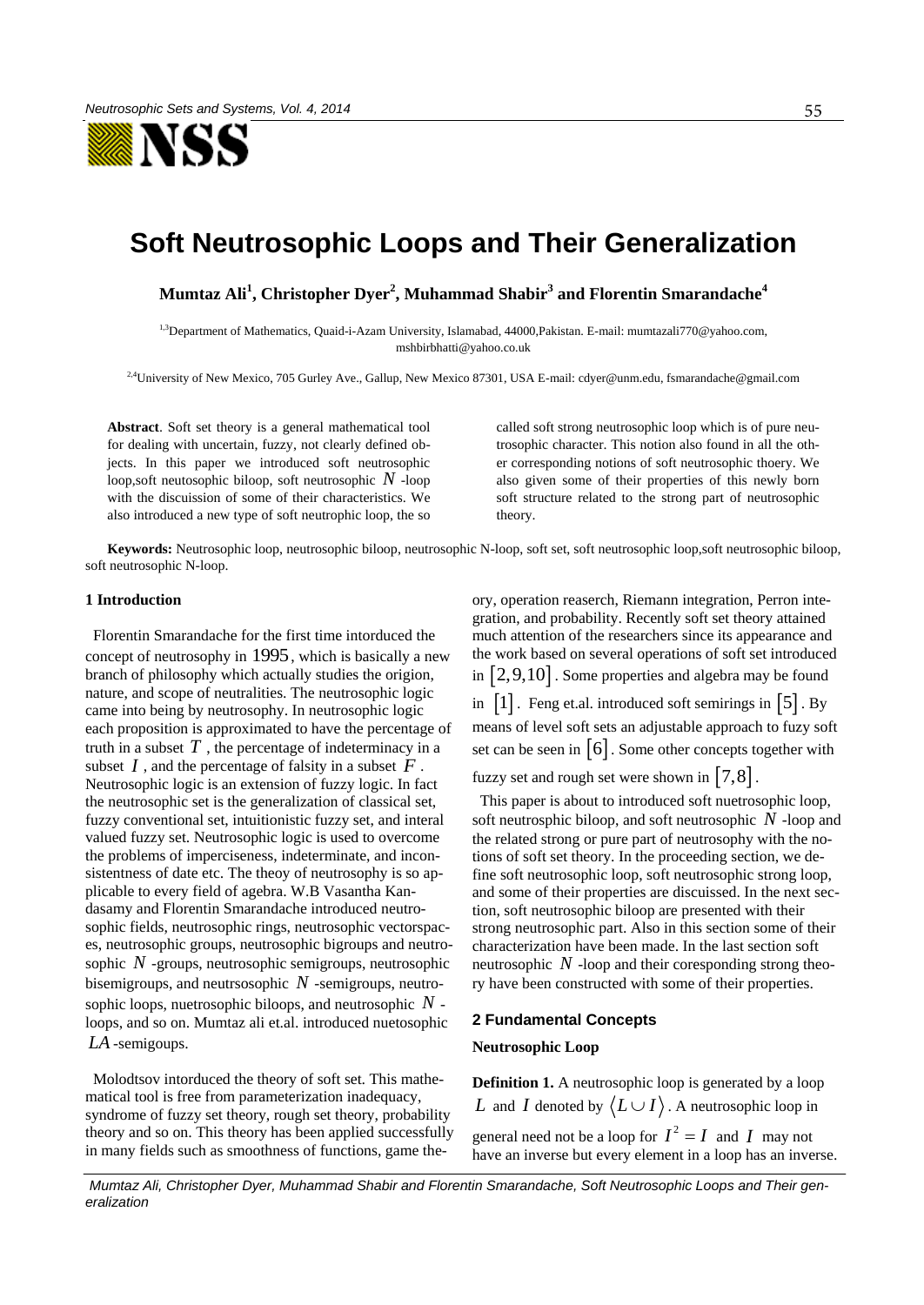# Soft Neutrosophic Loops and Their Generalization

**Mumtaz Ali[1], Christopher Dyer[2], Muhammad Shabir[3] and Florentin Smarandache[4]**

[1,3]Department of Mathematics, Quaid-i-Azam University, Islamabad, 44000,Pakistan. E-mail: mumtazali770@yahoo.com, mshbirbhatti@yahoo.co.uk

[2,4]University of New Mexico, 705 Gurley Ave., Gallup, New Mexico 87301, USA E-mail: cdyer@unm.edu, fsmarandache@gmail.com

**Abstract**. Soft set theory is a general mathematical tool for dealing with uncertain, fuzzy, not clearly defined objects. In this paper we introduced soft neutrosophic loop,soft neutosophic biloop, soft neutrosophic $N$ -loop with the discuission of some of their characteristics. We also introduced a new type of soft neutrophic loop, the so called soft strong neutrosophic loop which is of pure neutrosophic character. This notion also found in all the other corresponding notions of soft neutrosophic thoery. We also given some of their properties of this newly born soft structure related to the strong part of neutrosophic theory.

**Keywords:** Neutrosophic loop, neutrosophic biloop, neutrosophic N-loop, soft set, soft neutrosophic loop,soft neutrosophic biloop, soft neutrosophic N-loop.

## 1 Introduction

Florentin Smarandache for the first time intorduced the concept of neutrosophy in $1995$, which is basically a new branch of philosophy which actually studies the origion, nature, and scope of neutralities. The neutrosophic logic came into being by neutrosophy. In neutrosophic logic each proposition is approximated to have the percentage of truth in a subset $T$ , the percentage of indeterminacy in a subset $I$ , and the percentage of falsity in a subset $F$ . Neutrosophic logic is an extension of fuzzy logic. In fact the neutrosophic set is the generalization of classical set, fuzzy conventional set, intuitionistic fuzzy set, and interal valued fuzzy set. Neutrosophic logic is used to overcome the problems of imperciseness, indeterminate, and inconsistentness of date etc. The theoy of neutrosophy is so applicable to every field of agebra. W.B Vasantha Kandasamy and Florentin Smarandache introduced neutrosophic fields, neutrosophic rings, neutrosophic vectorspaces, neutrosophic groups, neutrosophic bigroups and neutrosophic $N$ -groups, neutrosophic semigroups, neutrosophic bisemigroups, and neutrsosophic $N$ -semigroups, neutrosophic loops, nuetrosophic biloops, and neutrosophic $N$ -loops, and so on. Mumtaz ali et.al. introduced nuetosophic $LA$ -semigoups.

Molodtsov intorduced the theory of soft set. This mathematical tool is free from parameterization inadequacy, syndrome of fuzzy set theory, rough set theory, probability theory and so on. This theory has been applied successfully in many fields such as smoothness of functions, game theory, operation reaserch, Riemann integration, Perron integration, and probability. Recently soft set theory attained much attention of the researchers since its appearance and the work based on several operations of soft set introduced in $[2,9,10]$. Some properties and algebra may be found in $[1]$. Feng et.al. introduced soft semirings in $[5]$. By means of level soft sets an adjustable approach to fuzy soft set can be seen in $[6]$. Some other concepts together with fuzzy set and rough set were shown in $[7,8]$.

This paper is about to introduced soft nuetrosophic loop, soft neutrosphic biloop, and soft neutrosophic $N$ -loop and the related strong or pure part of neutrosophy with the notions of soft set theory. In the proceeding section, we define soft neutrosophic loop, soft neutrosophic strong loop, and some of their properties are discussed. In the next section, soft neutrosophic biloop are presented with their strong neutrosophic part. Also in this section some of their characterization have been made. In the last section soft neutrosophic $N$ -loop and their coresponding strong theory have been constructed with some of their properties.

## 2 Fundamental Concepts

### Neutrosophic Loop

**Definition 1.** A neutrosophic loop is generated by a loop $L$ and $I$ denoted by $\langle L \cup I \rangle$. A neutrosophic loop in general need not be a loop for $I^2 = I$ and $I$ may not have an inverse but every element in a loop has an inverse.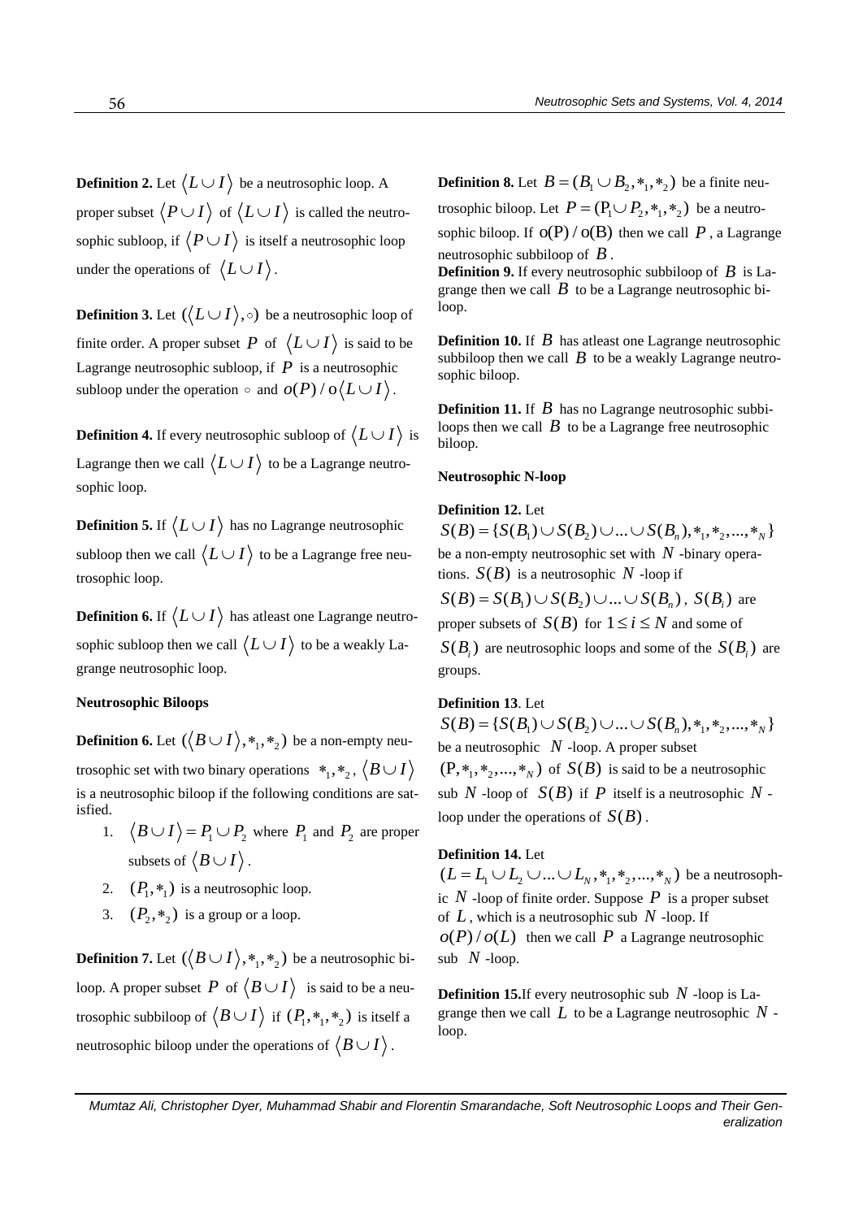**Definition 2.** Let $\langle L \cup I \rangle$ be a neutrosophic loop. A proper subset $\langle P \cup I \rangle$ of $\langle L \cup I \rangle$ is called the neutrosophic subloop, if $\langle P \cup I \rangle$ is itself a neutrosophic loop under the operations of $\langle L \cup I \rangle$.

**Definition 3.** Let $(\langle L \cup I \rangle, \circ)$ be a neutrosophic loop of finite order. A proper subset $P$ of $\langle L \cup I \rangle$ is said to be Lagrange neutrosophic subloop, if $P$ is a neutrosophic subloop under the operation $\circ$ and $o(P) / o\langle L \cup I \rangle$.

**Definition 4.** If every neutrosophic subloop of $\langle L \cup I \rangle$ is Lagrange then we call $\langle L \cup I \rangle$ to be a Lagrange neutrosophic loop.

**Definition 5.** If $\langle L \cup I \rangle$ has no Lagrange neutrosophic subloop then we call $\langle L \cup I \rangle$ to be a Lagrange free neutrosophic loop.

**Definition 6.** If $\langle L \cup I \rangle$ has atleast one Lagrange neutrosophic subloop then we call $\langle L \cup I \rangle$ to be a weakly Lagrange neutrosophic loop.

**Neutrosophic Biloops**

**Definition 6.** Let $(\langle B \cup I \rangle, *_1, *_2)$ be a non-empty neutrosophic set with two binary operations $*_1, *_2$, $\langle B \cup I \rangle$ is a neutrosophic biloop if the following conditions are satisfied.

1. $\langle B \cup I \rangle = P_1 \cup P_2$ where $P_1$ and $P_2$ are proper subsets of $\langle B \cup I \rangle$.
2. $(P_1, *_1)$ is a neutrosophic loop.
3. $(P_2, *_2)$ is a group or a loop.

**Definition 7.** Let $(\langle B \cup I \rangle, *_1, *_2)$ be a neutrosophic biloop. A proper subset $P$ of $\langle B \cup I \rangle$ is said to be a neutrosophic subbiloop of $\langle B \cup I \rangle$ if $(P_1, *_1, *_2)$ is itself a neutrosophic biloop under the operations of $\langle B \cup I \rangle$.

**Definition 8.** Let $B = (B_1 \cup B_2, *_1, *_2)$ be a finite neutrosophic biloop. Let $P = (P_1 \cup P_2, *_1, *_2)$ be a neutrosophic biloop. If $o(P) / o(B)$ then we call $P$, a Lagrange neutrosophic subbiloop of $B$.

**Definition 9.** If every neutrosophic subbiloop of $B$ is Lagrange then we call $B$ to be a Lagrange neutrosophic biloop.

**Definition 10.** If $B$ has atleast one Lagrange neutrosophic subbiloop then we call $B$ to be a weakly Lagrange neutrosophic biloop.

**Definition 11.** If $B$ has no Lagrange neutrosophic subbiloops then we call $B$ to be a Lagrange free neutrosophic biloop.

**Neutrosophic N-loop**

**Definition 12.** Let $S(B) = \{S(B_1) \cup S(B_2) \cup ... \cup S(B_n), *_1, *_2, ..., *_N\}$ be a non-empty neutrosophic set with $N$-binary operations. $S(B)$ is a neutrosophic $N$-loop if $S(B) = S(B_1) \cup S(B_2) \cup ... \cup S(B_n)$, $S(B_i)$ are proper subsets of $S(B)$ for $1 \leq i \leq N$ and some of $S(B_i)$ are neutrosophic loops and some of the $S(B_i)$ are groups.

**Definition 13**. Let $S(B) = \{S(B_1) \cup S(B_2) \cup ... \cup S(B_n), *_1, *_2, ..., *_N\}$ be a neutrosophic $N$-loop. A proper subset $(P, *_1, *_2, ..., *_N)$ of $S(B)$ is said to be a neutrosophic sub $N$-loop of $S(B)$ if $P$ itself is a neutrosophic $N$-loop under the operations of $S(B)$.

**Definition 14.** Let $(L = L_1 \cup L_2 \cup ... \cup L_N, *_1, *_2, ..., *_N)$ be a neutrosophic $N$-loop of finite order. Suppose $P$ is a proper subset of $L$, which is a neutrosophic sub $N$-loop. If $o(P) / o(L)$ then we call $P$ a Lagrange neutrosophic sub $N$-loop.

**Definition 15.** If every neutrosophic sub $N$-loop is Lagrange then we call $L$ to be a Lagrange neutrosophic $N$-loop.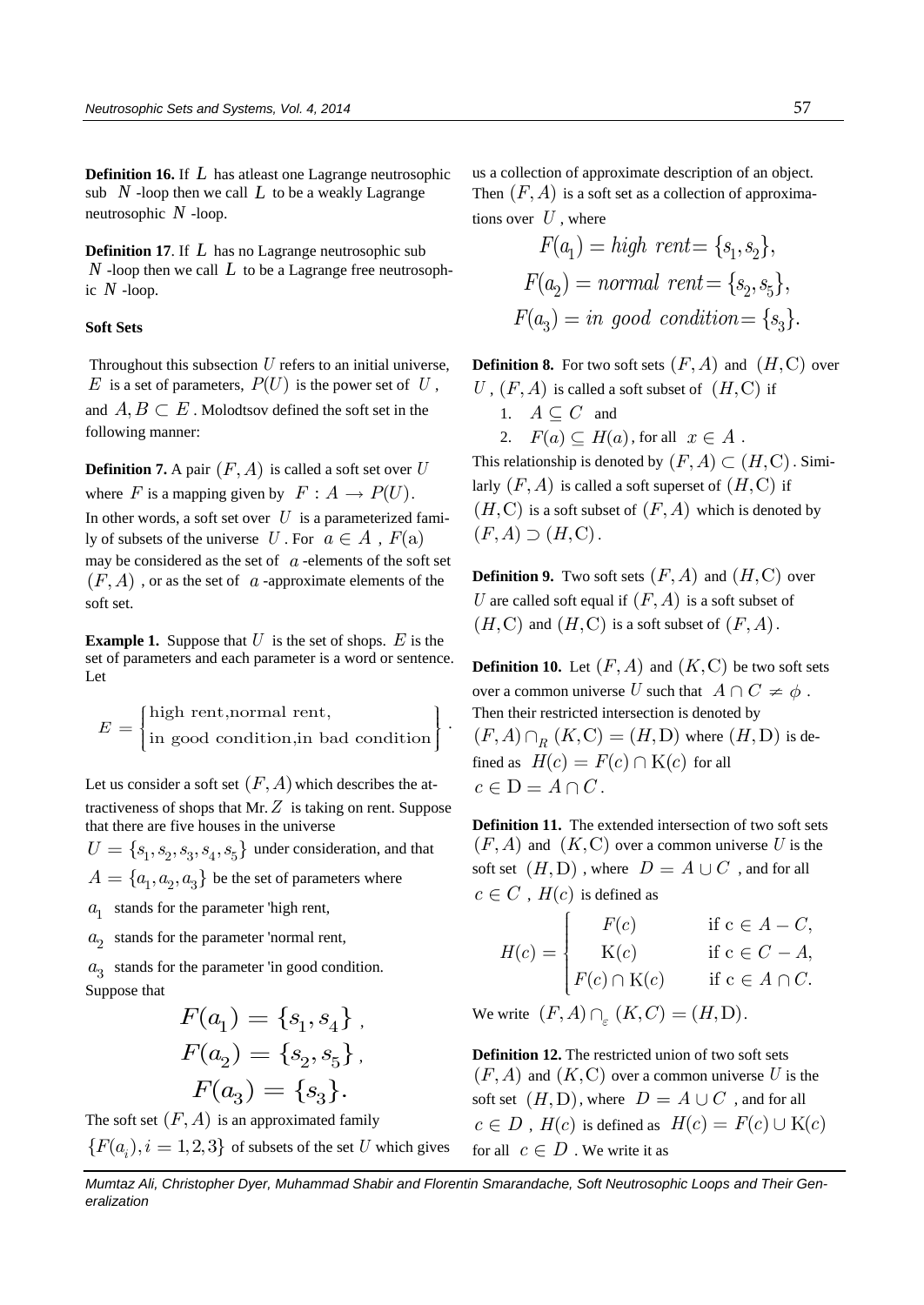**Definition 16.** If $L$ has atleast one Lagrange neutrosophic sub $N$ -loop then we call $L$ to be a weakly Lagrange neutrosophic $N$ -loop.

**Definition 17**. If $L$ has no Lagrange neutrosophic sub $N$ -loop then we call $L$ to be a Lagrange free neutrosophic $N$ -loop.

**Soft Sets**

Throughout this subsection $U$ refers to an initial universe, $E$ is a set of parameters, $P(U)$ is the power set of $U$, and $A, B \subset E$. Molodtsov defined the soft set in the following manner:

**Definition 7.** A pair $(F, A)$ is called a soft set over $U$ where $F$ is a mapping given by $F : A \to P(U)$. In other words, a soft set over $U$ is a parameterized family of subsets of the universe $U$. For $a \in A$, $F(a)$ may be considered as the set of $a$ -elements of the soft set $(F, A)$, or as the set of $a$ -approximate elements of the soft set.

**Example 1.** Suppose that $U$ is the set of shops. $E$ is the set of parameters and each parameter is a word or sentence. Let

$$E = \left\{ \begin{matrix} \text{high rent,normal rent,} \\ \text{in good condition,in bad condition} \end{matrix} \right\}.$$

Let us consider a soft set $(F, A)$ which describes the attractiveness of shops that Mr. $Z$ is taking on rent. Suppose that there are five houses in the universe $U = \{s_1, s_2, s_3, s_4, s_5\}$ under consideration, and that $A = \{a_1, a_2, a_3\}$ be the set of parameters where

$a_1$ stands for the parameter 'high rent,

$a_2$ stands for the parameter 'normal rent,

$a_3$ stands for the parameter 'in good condition.

Suppose that

$$F(a_1) = \{s_1, s_4\},$$
$$F(a_2) = \{s_2, s_5\},$$
$$F(a_3) = \{s_3\}.$$

The soft set $(F, A)$ is an approximated family $\{F(a_i), i = 1, 2, 3\}$ of subsets of the set $U$ which gives us a collection of approximate description of an object. Then $(F, A)$ is a soft set as a collection of approximations over $U$, where

$$F(a_1) = high\ rent = \{s_1, s_2\},$$
$$F(a_2) = normal\ rent = \{s_2, s_5\},$$
$$F(a_3) = in\ good\ condition = \{s_3\}.$$

**Definition 8.** For two soft sets $(F, A)$ and $(H, C)$ over $U$, $(F, A)$ is called a soft subset of $(H, C)$ if

1. $A \subseteq C$ and
2. $F(a) \subseteq H(a)$, for all $x \in A$.

This relationship is denoted by $(F, A) \subset (H, C)$. Similarly $(F, A)$ is called a soft superset of $(H, C)$ if $(H, C)$ is a soft subset of $(F, A)$ which is denoted by $(F, A) \supset (H, C)$.

**Definition 9.** Two soft sets $(F, A)$ and $(H, C)$ over $U$ are called soft equal if $(F, A)$ is a soft subset of $(H, C)$ and $(H, C)$ is a soft subset of $(F, A)$.

**Definition 10.** Let $(F, A)$ and $(K, C)$ be two soft sets over a common universe $U$ such that $A \cap C \neq \phi$. Then their restricted intersection is denoted by $(F, A) \cap_R (K, C) = (H, D)$ where $(H, D)$ is defined as $H(c) = F(c) \cap K(c)$ for all $c \in D = A \cap C$.

**Definition 11.** The extended intersection of two soft sets $(F, A)$ and $(K, C)$ over a common universe $U$ is the soft set $(H, D)$, where $D = A \cup C$, and for all $c \in C$, $H(c)$ is defined as

$$H(c) = \begin{cases} F(c) & \text{if } c \in A - C, \\ K(c) & \text{if } c \in C - A, \\ F(c) \cap K(c) & \text{if } c \in A \cap C. \end{cases}$$

We write $(F, A) \cap_\varepsilon (K, C) = (H, D)$.

**Definition 12.** The restricted union of two soft sets $(F, A)$ and $(K, C)$ over a common universe $U$ is the soft set $(H, D)$, where $D = A \cup C$, and for all $c \in D$, $H(c)$ is defined as $H(c) = F(c) \cup K(c)$ for all $c \in D$. We write it as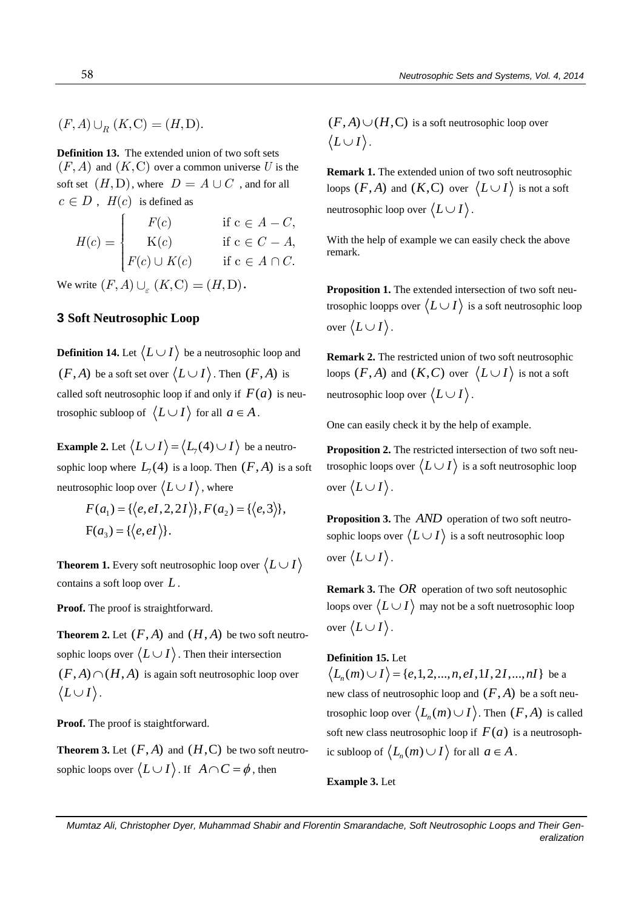$(F, A) \cup_R (K, \mathrm{C}) = (H, \mathrm{D}).$

**Definition 13.** The extended union of two soft sets $(F, A)$ and $(K, \mathrm{C})$ over a common universe $U$ is the soft set $(H, \mathrm{D})$, where $D = A \cup C$, and for all $c \in D$, $H(c)$ is defined as

$$H(c) = \begin{cases} F(c) & \text{if } c \in A - C, \\ K(c) & \text{if } c \in C - A, \\ F(c) \cup K(c) & \text{if } c \in A \cap C. \end{cases}$$

We write $(F, A) \cup_{\varepsilon} (K, \mathrm{C}) = (H, \mathrm{D})$.

## 3 Soft Neutrosophic Loop

**Definition 14.** Let $\langle L \cup I \rangle$ be a neutrosophic loop and $(F, A)$ be a soft set over $\langle L \cup I \rangle$. Then $(F, A)$ is called soft neutrosophic loop if and only if $F(a)$ is neutrosophic subloop of $\langle L \cup I \rangle$ for all $a \in A$.

**Example 2.** Let $\langle L \cup I \rangle = \langle L_7(4) \cup I \rangle$ be a neutrosophic loop where $L_7(4)$ is a loop. Then $(F, A)$ is a soft neutrosophic loop over $\langle L \cup I \rangle$, where

$$F(a_1) = \{\langle e, eI, 2, 2I \rangle\}, F(a_2) = \{\langle e, 3 \rangle\},$$
$$\mathrm{F}(a_3) = \{\langle e, eI \rangle\}.$$

**Theorem 1.** Every soft neutrosophic loop over $\langle L \cup I \rangle$ contains a soft loop over $L$.

**Proof.** The proof is straightforward.

**Theorem 2.** Let $(F, A)$ and $(H, A)$ be two soft neutrosophic loops over $\langle L \cup I \rangle$. Then their intersection $(F, A) \cap (H, A)$ is again soft neutrosophic loop over $\langle L \cup I \rangle$.

**Proof.** The proof is staightforward.

**Theorem 3.** Let $(F, A)$ and $(H, \mathrm{C})$ be two soft neutrosophic loops over $\langle L \cup I \rangle$. If $A \cap C = \phi$, then $(F, A) \cup (H, \mathrm{C})$ is a soft neutrosophic loop over $\langle L \cup I \rangle$.

**Remark 1.** The extended union of two soft neutrosophic loops $(F, A)$ and $(K, \mathrm{C})$ over $\langle L \cup I \rangle$ is not a soft neutrosophic loop over $\langle L \cup I \rangle$.

With the help of example we can easily check the above remark.

**Proposition 1.** The extended intersection of two soft neutrosophic loopps over $\langle L \cup I \rangle$ is a soft neutrosophic loop over $\langle L \cup I \rangle$.

**Remark 2.** The restricted union of two soft neutrosophic loops $(F, A)$ and $(K, C)$ over $\langle L \cup I \rangle$ is not a soft neutrosophic loop over $\langle L \cup I \rangle$.

One can easily check it by the help of example.

**Proposition 2.** The restricted intersection of two soft neutrosophic loops over $\langle L \cup I \rangle$ is a soft neutrosophic loop over $\langle L \cup I \rangle$.

**Proposition 3.** The $AND$ operation of two soft neutrosophic loops over $\langle L \cup I \rangle$ is a soft neutrosophic loop over $\langle L \cup I \rangle$.

**Remark 3.** The $OR$ operation of two soft neutosophic loops over $\langle L \cup I \rangle$ may not be a soft nuetrosophic loop over $\langle L \cup I \rangle$.

**Definition 15.** Let $\langle L_n(m) \cup I \rangle = \{e, 1, 2, ..., n, eI, 1I, 2I, ..., nI\}$ be a new class of neutrosophic loop and $(F, A)$ be a soft neutrosophic loop over $\langle L_n(m) \cup I \rangle$. Then $(F, A)$ is called soft new class neutrosophic loop if $F(a)$ is a neutrosophic subloop of $\langle L_n(m) \cup I \rangle$ for all $a \in A$.

**Example 3.** Let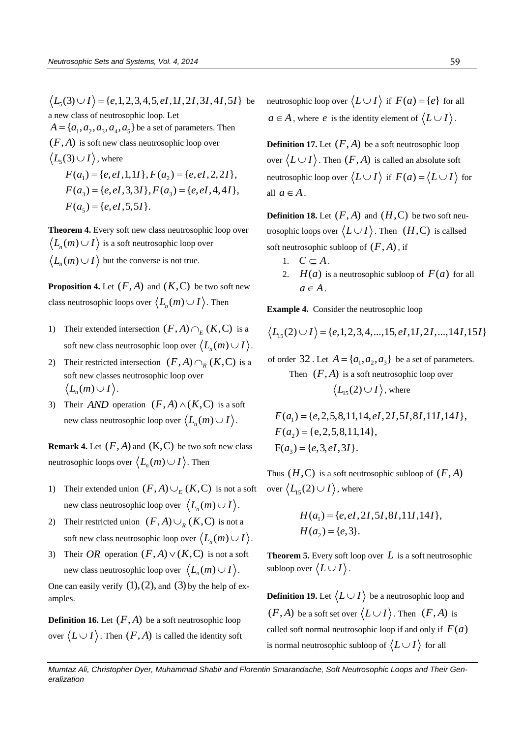$\left\langle L_5(3) \cup I \right\rangle = \{e,1,2,3,4,5,eI,1I,2I,3I,4I,5I\}$ be a new class of neutrosophic loop. Let $A = \{a_1, a_2, a_3, a_4, a_5\}$ be a set of parameters. Then $(F, A)$ is soft new class neutrosophic loop over $\left\langle L_5(3) \cup I \right\rangle$, where

$$F(a_1) = \{e, eI, 1, 1I\}, F(a_2) = \{e, eI, 2, 2I\},$$
$$F(a_3) = \{e, eI, 3, 3I\}, F(a_3) = \{e, eI, 4, 4I\},$$
$$F(a_5) = \{e, eI, 5, 5I\}.$$

**Theorem 4.** Every soft new class neutrosophic loop over $\left\langle L_n(m) \cup I \right\rangle$ is a soft neutrosophic loop over $\left\langle L_n(m) \cup I \right\rangle$ but the converse is not true.

**Proposition 4.** Let $(F, A)$ and $(K, C)$ be two soft new class neutrosophic loops over $\left\langle L_n(m) \cup I \right\rangle$. Then

1) Their extended intersection $(F, A) \cap_E (K, C)$ is a soft new class neutrosophic loop over $\left\langle L_n(m) \cup I \right\rangle$.
2) Their restricted intersection $(F, A) \cap_R (K, C)$ is a soft new classes neutrosophic loop over $\left\langle L_n(m) \cup I \right\rangle$.
3) Their $AND$ operation $(F, A) \wedge (K, C)$ is a soft new class neutrosophic loop over $\left\langle L_n(m) \cup I \right\rangle$.

**Remark 4.** Let $(F, A)$ and $(K, C)$ be two soft new class neutrosophic loops over $\left\langle L_n(m) \cup I \right\rangle$. Then

1) Their extended union $(F, A) \cup_E (K, C)$ is not a soft new class neutrosophic loop over $\left\langle L_n(m) \cup I \right\rangle$.
2) Their restricted union $(F, A) \cup_R (K, C)$ is not a soft new class neutrosophic loop over $\left\langle L_n(m) \cup I \right\rangle$.
3) Their $OR$ operation $(F, A) \vee (K, C)$ is not a soft new class neutrosophic loop over $\left\langle L_n(m) \cup I \right\rangle$.

One can easily verify $(1), (2)$, and $(3)$ by the help of examples.

**Definition 16.** Let $(F, A)$ be a soft neutrosophic loop over $\left\langle L \cup I \right\rangle$. Then $(F, A)$ is called the identity soft neutrosophic loop over $\left\langle L \cup I \right\rangle$ if $F(a) = \{e\}$ for all $a \in A$, where $e$ is the identity element of $\left\langle L \cup I \right\rangle$.

**Definition 17.** Let $(F, A)$ be a soft neutrosophic loop over $\left\langle L \cup I \right\rangle$. Then $(F, A)$ is called an absolute soft neutrosophic loop over $\left\langle L \cup I \right\rangle$ if $F(a) = \left\langle L \cup I \right\rangle$ for all $a \in A$.

**Definition 18.** Let $(F, A)$ and $(H, C)$ be two soft neutrosophic loops over $\left\langle L \cup I \right\rangle$. Then $(H, C)$ is callsed soft neutrosophic subloop of $(F, A)$, if

1. $C \subseteq A$.
2. $H(a)$ is a neutrosophic subloop of $F(a)$ for all $a \in A$.

**Example 4.** Consider the neutrosophic loop

$$\left\langle L_{15}(2) \cup I \right\rangle = \{e,1,2,3,4,...,15,eI,1I,2I,...,14I,15I\}$$

of order $32$. Let $A = \{a_1, a_2, a_3\}$ be a set of parameters. Then $(F, A)$ is a soft neutrosophic loop over $\left\langle L_{15}(2) \cup I \right\rangle$, where

$$F(a_1) = \{e, 2, 5, 8, 11, 14, eI, 2I, 5I, 8I, 11I, 14I\},$$
$$F(a_2) = \{e, 2, 5, 8, 11, 14\},$$
$$F(a_3) = \{e, 3, eI, 3I\}.$$

Thus $(H, C)$ is a soft neutrosophic subloop of $(F, A)$ over $\left\langle L_{15}(2) \cup I \right\rangle$, where

$$H(a_1) = \{e, eI, 2I, 5I, 8I, 11I, 14I\},$$
$$H(a_2) = \{e, 3\}.$$

**Theorem 5.** Every soft loop over $L$ is a soft neutrosophic subloop over $\left\langle L \cup I \right\rangle$.

**Definition 19.** Let $\left\langle L \cup I \right\rangle$ be a neutrosophic loop and $(F, A)$ be a soft set over $\left\langle L \cup I \right\rangle$. Then $(F, A)$ is called soft normal neutrosophic loop if and only if $F(a)$ is normal neutrosophic subloop of $\left\langle L \cup I \right\rangle$ for all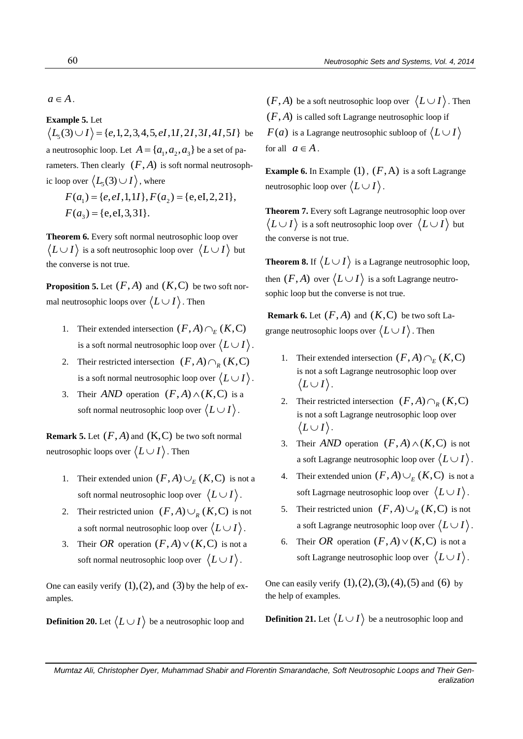$a \in A$.

**Example 5.** Let $\langle L_5(3) \cup I \rangle = \{e, 1, 2, 3, 4, 5, eI, 1I, 2I, 3I, 4I, 5I\}$ be a neutrosophic loop. Let $A = \{a_1, a_2, a_3\}$ be a set of parameters. Then clearly $(F, A)$ is soft normal neutrosophic loop over $\langle L_5(3) \cup I \rangle$, where

$$F(a_1) = \{e, eI, 1, 1I\}, F(a_2) = \{\mathrm{e}, \mathrm{eI}, 2, 2\mathrm{I}\},$$
$$F(a_3) = \{\mathrm{e}, \mathrm{eI}, 3, 3\mathrm{I}\}.$$

**Theorem 6.** Every soft normal neutrosophic loop over $\langle L \cup I \rangle$ is a soft neutrosophic loop over $\langle L \cup I \rangle$ but the converse is not true.

**Proposition 5.** Let $(F, A)$ and $(K, \mathrm{C})$ be two soft normal neutrosophic loops over $\langle L \cup I \rangle$. Then

1. Their extended intersection $(F, A) \cap_E (K, \mathrm{C})$ is a soft normal neutrosophic loop over $\langle L \cup I \rangle$.
2. Their restricted intersection $(F, A) \cap_R (K, \mathrm{C})$ is a soft normal neutrosophic loop over $\langle L \cup I \rangle$.
3. Their $AND$ operation $(F, A) \wedge (K, \mathrm{C})$ is a soft normal neutrosophic loop over $\langle L \cup I \rangle$.

**Remark 5.** Let $(F, A)$ and $(\mathrm{K}, \mathrm{C})$ be two soft normal neutrosophic loops over $\langle L \cup I \rangle$. Then

1. Their extended union $(F, A) \cup_E (K, \mathrm{C})$ is not a soft normal neutrosophic loop over $\langle L \cup I \rangle$.
2. Their restricted union $(F, A) \cup_R (K, \mathrm{C})$ is not a soft normal neutrosophic loop over $\langle L \cup I \rangle$.
3. Their $OR$ operation $(F, A) \vee (K, \mathrm{C})$ is not a soft normal neutrosophic loop over $\langle L \cup I \rangle$.

One can easily verify $(1), (2)$, and $(3)$ by the help of examples.

**Definition 20.** Let $\langle L \cup I \rangle$ be a neutrosophic loop and $(F, A)$ be a soft neutrosophic loop over $\langle L \cup I \rangle$. Then $(F, A)$ is called soft Lagrange neutrosophic loop if $F(a)$ is a Lagrange neutrosophic subloop of $\langle L \cup I \rangle$ for all $a \in A$.

**Example 6.** In Example $(1)$, $(F, \mathrm{A})$ is a soft Lagrange neutrosophic loop over $\langle L \cup I \rangle$.

**Theorem 7.** Every soft Lagrange neutrosophic loop over $\langle L \cup I \rangle$ is a soft neutrosophic loop over $\langle L \cup I \rangle$ but the converse is not true.

**Theorem 8.** If $\langle L \cup I \rangle$ is a Lagrange neutrosophic loop, then $(F, A)$ over $\langle L \cup I \rangle$ is a soft Lagrange neutrosophic loop but the converse is not true.

**Remark 6.** Let $(F, A)$ and $(K, \mathrm{C})$ be two soft Lagrange neutrosophic loops over $\langle L \cup I \rangle$. Then

1. Their extended intersection $(F, A) \cap_E (K, \mathrm{C})$ is not a soft Lagrange neutrosophic loop over $\langle L \cup I \rangle$.
2. Their restricted intersection $(F, A) \cap_R (K, \mathrm{C})$ is not a soft Lagrange neutrosophic loop over $\langle L \cup I \rangle$.
3. Their $AND$ operation $(F, A) \wedge (K, \mathrm{C})$ is not a soft Lagrange neutrosophic loop over $\langle L \cup I \rangle$.
4. Their extended union $(F, A) \cup_E (K, \mathrm{C})$ is not a soft Lagrnage neutrosophic loop over $\langle L \cup I \rangle$.
5. Their restricted union $(F, A) \cup_R (K, \mathrm{C})$ is not a soft Lagrange neutrosophic loop over $\langle L \cup I \rangle$.
6. Their $OR$ operation $(F, A) \vee (K, \mathrm{C})$ is not a soft Lagrange neutrosophic loop over $\langle L \cup I \rangle$.

One can easily verify $(1), (2), (3), (4), (5)$ and $(6)$ by the help of examples.

**Definition 21.** Let $\langle L \cup I \rangle$ be a neutrosophic loop and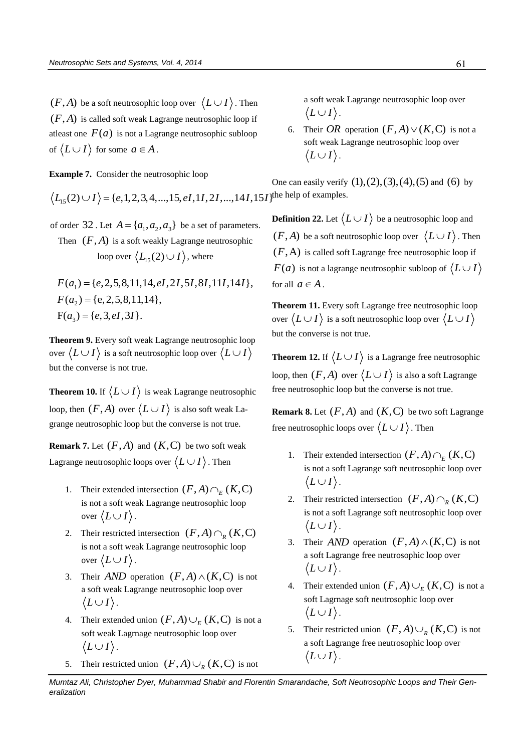$(F, A)$ be a soft neutrosophic loop over $\langle L \cup I \rangle$. Then $(F, A)$ is called soft weak Lagrange neutrosophic loop if atleast one $F(a)$ is not a Lagrange neutrosophic subloop of $\langle L \cup I \rangle$ for some $a \in A$.

**Example 7.** Consider the neutrosophic loop

$$\langle L_{15}(2) \cup I \rangle = \{e, 1, 2, 3, 4, ..., 15, eI, 1I, 2I, ..., 14I, 15I\}$$

of order $32$. Let $A = \{a_1, a_2, a_3\}$ be a set of parameters. Then $(F, A)$ is a soft weakly Lagrange neutrosophic loop over $\langle L_{15}(2) \cup I \rangle$, where

$$F(a_1) = \{e, 2, 5, 8, 11, 14, eI, 2I, 5I, 8I, 11I, 14I\},$$
$$F(a_2) = \{e, 2, 5, 8, 11, 14\},$$
$$F(a_3) = \{e, 3, eI, 3I\}.$$

**Theorem 9.** Every soft weak Lagrange neutrosophic loop over $\langle L \cup I \rangle$ is a soft neutrosophic loop over $\langle L \cup I \rangle$ but the converse is not true.

**Theorem 10.** If $\langle L \cup I \rangle$ is weak Lagrange neutrosophic loop, then $(F, A)$ over $\langle L \cup I \rangle$ is also soft weak Lagrange neutrosophic loop but the converse is not true.

**Remark 7.** Let $(F, A)$ and $(K, C)$ be two soft weak Lagrange neutrosophic loops over $\langle L \cup I \rangle$. Then

1. Their extended intersection $(F, A) \cap_E (K, C)$ is not a soft weak Lagrange neutrosophic loop over $\langle L \cup I \rangle$.
2. Their restricted intersection $(F, A) \cap_R (K, C)$ is not a soft weak Lagrange neutrosophic loop over $\langle L \cup I \rangle$.
3. Their $AND$ operation $(F, A) \wedge (K, C)$ is not a soft weak Lagrange neutrosophic loop over $\langle L \cup I \rangle$.
4. Their extended union $(F, A) \cup_E (K, C)$ is not a soft weak Lagrnage neutrosophic loop over $\langle L \cup I \rangle$.
5. Their restricted union $(F, A) \cup_R (K, C)$ is not a soft weak Lagrange neutrosophic loop over $\langle L \cup I \rangle$.
6. Their $OR$ operation $(F, A) \vee (K, C)$ is not a soft weak Lagrange neutrosophic loop over $\langle L \cup I \rangle$.

One can easily verify $(1), (2), (3), (4), (5)$ and $(6)$ by the help of examples.

**Definition 22.** Let $\langle L \cup I \rangle$ be a neutrosophic loop and $(F, A)$ be a soft neutrosophic loop over $\langle L \cup I \rangle$. Then $(F, A)$ is called soft Lagrange free neutrosophic loop if $F(a)$ is not a lagrange neutrosophic subloop of $\langle L \cup I \rangle$ for all $a \in A$.

**Theorem 11.** Every soft Lagrange free neutrosophic loop over $\langle L \cup I \rangle$ is a soft neutrosophic loop over $\langle L \cup I \rangle$ but the converse is not true.

**Theorem 12.** If $\langle L \cup I \rangle$ is a Lagrange free neutrosophic loop, then $(F, A)$ over $\langle L \cup I \rangle$ is also a soft Lagrange free neutrosophic loop but the converse is not true.

**Remark 8.** Let $(F, A)$ and $(K, C)$ be two soft Lagrange free neutrosophic loops over $\langle L \cup I \rangle$. Then

1. Their extended intersection $(F, A) \cap_E (K, C)$ is not a soft Lagrange soft neutrosophic loop over $\langle L \cup I \rangle$.
2. Their restricted intersection $(F, A) \cap_R (K, C)$ is not a soft Lagrange soft neutrosophic loop over $\langle L \cup I \rangle$.
3. Their $AND$ operation $(F, A) \wedge (K, C)$ is not a soft Lagrange free neutrosophic loop over $\langle L \cup I \rangle$.
4. Their extended union $(F, A) \cup_E (K, C)$ is not a soft Lagrnage soft neutrosophic loop over $\langle L \cup I \rangle$.
5. Their restricted union $(F, A) \cup_R (K, C)$ is not a soft Lagrange free neutrosophic loop over $\langle L \cup I \rangle$.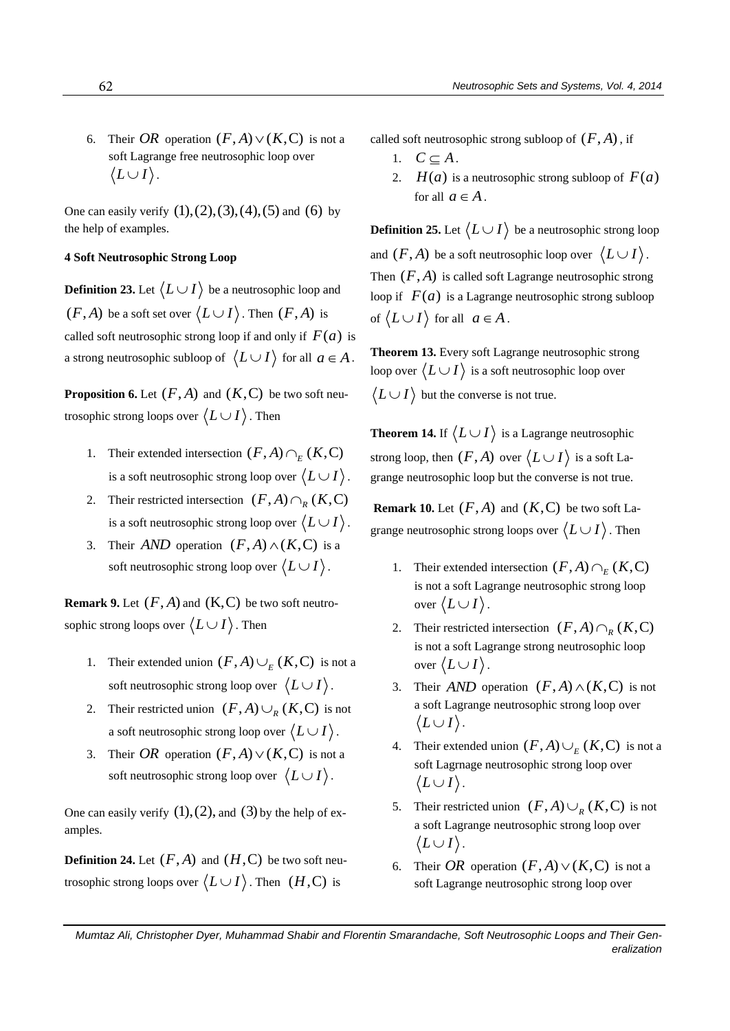6. Their $OR$ operation $(F,A)\vee(K,C)$ is not a soft Lagrange free neutrosophic loop over $\langle L\cup I\rangle$.

One can easily verify $(1),(2),(3),(4),(5)$ and $(6)$ by the help of examples.

**4 Soft Neutrosophic Strong Loop**

**Definition 23.** Let $\langle L\cup I\rangle$ be a neutrosophic loop and $(F,A)$ be a soft set over $\langle L\cup I\rangle$. Then $(F,A)$ is called soft neutrosophic strong loop if and only if $F(a)$ is a strong neutrosophic subloop of $\langle L\cup I\rangle$ for all $a\in A$.

**Proposition 6.** Let $(F,A)$ and $(K,C)$ be two soft neutrosophic strong loops over $\langle L\cup I\rangle$. Then

1. Their extended intersection $(F,A)\cap_E(K,C)$ is a soft neutrosophic strong loop over $\langle L\cup I\rangle$.
2. Their restricted intersection $(F,A)\cap_R(K,C)$ is a soft neutrosophic strong loop over $\langle L\cup I\rangle$.
3. Their $AND$ operation $(F,A)\wedge(K,C)$ is a soft neutrosophic strong loop over $\langle L\cup I\rangle$.

**Remark 9.** Let $(F,A)$ and $(K,C)$ be two soft neutrosophic strong loops over $\langle L\cup I\rangle$. Then

1. Their extended union $(F,A)\cup_E(K,C)$ is not a soft neutrosophic strong loop over $\langle L\cup I\rangle$.
2. Their restricted union $(F,A)\cup_R(K,C)$ is not a soft neutrosophic strong loop over $\langle L\cup I\rangle$.
3. Their $OR$ operation $(F,A)\vee(K,C)$ is not a soft neutrosophic strong loop over $\langle L\cup I\rangle$.

One can easily verify $(1),(2),$ and $(3)$ by the help of examples.

**Definition 24.** Let $(F,A)$ and $(H,C)$ be two soft neutrosophic strong loops over $\langle L\cup I\rangle$. Then $(H,C)$ is called soft neutrosophic strong subloop of $(F,A)$, if

1. $C\subseteq A$.
2. $H(a)$ is a neutrosophic strong subloop of $F(a)$ for all $a\in A$.

**Definition 25.** Let $\langle L\cup I\rangle$ be a neutrosophic strong loop and $(F,A)$ be a soft neutrosophic loop over $\langle L\cup I\rangle$. Then $(F,A)$ is called soft Lagrange neutrosophic strong loop if $F(a)$ is a Lagrange neutrosophic strong subloop of $\langle L\cup I\rangle$ for all $a\in A$.

**Theorem 13.** Every soft Lagrange neutrosophic strong loop over $\langle L\cup I\rangle$ is a soft neutrosophic loop over $\langle L\cup I\rangle$ but the converse is not true.

**Theorem 14.** If $\langle L\cup I\rangle$ is a Lagrange neutrosophic strong loop, then $(F,A)$ over $\langle L\cup I\rangle$ is a soft Lagrange neutrosophic loop but the converse is not true.

**Remark 10.** Let $(F,A)$ and $(K,C)$ be two soft Lagrange neutrosophic strong loops over $\langle L\cup I\rangle$. Then

1. Their extended intersection $(F,A)\cap_E(K,C)$ is not a soft Lagrange neutrosophic strong loop over $\langle L\cup I\rangle$.
2. Their restricted intersection $(F,A)\cap_R(K,C)$ is not a soft Lagrange strong neutrosophic loop over $\langle L\cup I\rangle$.
3. Their $AND$ operation $(F,A)\wedge(K,C)$ is not a soft Lagrange neutrosophic strong loop over $\langle L\cup I\rangle$.
4. Their extended union $(F,A)\cup_E(K,C)$ is not a soft Lagrnage neutrosophic strong loop over $\langle L\cup I\rangle$.
5. Their restricted union $(F,A)\cup_R(K,C)$ is not a soft Lagrange neutrosophic strong loop over $\langle L\cup I\rangle$.
6. Their $OR$ operation $(F,A)\vee(K,C)$ is not a soft Lagrange neutrosophic strong loop over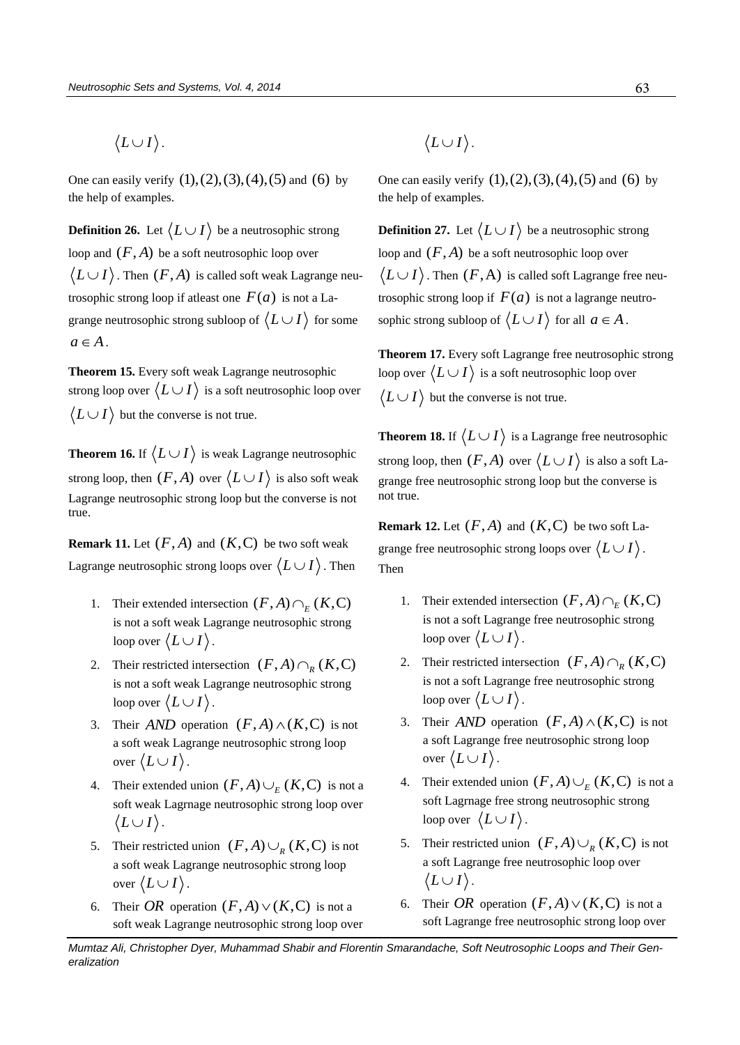$\langle L \cup I \rangle$.

One can easily verify $(1),(2),(3),(4),(5)$ and $(6)$ by the help of examples.

**Definition 26.** Let $\langle L \cup I \rangle$ be a neutrosophic strong loop and $(F, A)$ be a soft neutrosophic loop over $\langle L \cup I \rangle$. Then $(F, A)$ is called soft weak Lagrange neutrosophic strong loop if atleast one $F(a)$ is not a Lagrange neutrosophic strong subloop of $\langle L \cup I \rangle$ for some $a \in A$.

**Theorem 15.** Every soft weak Lagrange neutrosophic strong loop over $\langle L \cup I \rangle$ is a soft neutrosophic loop over $\langle L \cup I \rangle$ but the converse is not true.

**Theorem 16.** If $\langle L \cup I \rangle$ is weak Lagrange neutrosophic strong loop, then $(F, A)$ over $\langle L \cup I \rangle$ is also soft weak Lagrange neutrosophic strong loop but the converse is not true.

**Remark 11.** Let $(F, A)$ and $(K, C)$ be two soft weak Lagrange neutrosophic strong loops over $\langle L \cup I \rangle$. Then

1. Their extended intersection $(F, A) \cap_E (K, C)$ is not a soft weak Lagrange neutrosophic strong loop over $\langle L \cup I \rangle$.
2. Their restricted intersection $(F, A) \cap_R (K, C)$ is not a soft weak Lagrange neutrosophic strong loop over $\langle L \cup I \rangle$.
3. Their $AND$ operation $(F, A) \wedge (K, C)$ is not a soft weak Lagrange neutrosophic strong loop over $\langle L \cup I \rangle$.
4. Their extended union $(F, A) \cup_E (K, C)$ is not a soft weak Lagrnage neutrosophic strong loop over $\langle L \cup I \rangle$.
5. Their restricted union $(F, A) \cup_R (K, C)$ is not a soft weak Lagrange neutrosophic strong loop over $\langle L \cup I \rangle$.
6. Their $OR$ operation $(F, A) \vee (K, C)$ is not a soft weak Lagrange neutrosophic strong loop over $\langle L \cup I \rangle$.

One can easily verify $(1),(2),(3),(4),(5)$ and $(6)$ by the help of examples.

**Definition 27.** Let $\langle L \cup I \rangle$ be a neutrosophic strong loop and $(F, A)$ be a soft neutrosophic loop over $\langle L \cup I \rangle$. Then $(F, A)$ is called soft Lagrange free neutrosophic strong loop if $F(a)$ is not a lagrange neutrosophic strong subloop of $\langle L \cup I \rangle$ for all $a \in A$.

**Theorem 17.** Every soft Lagrange free neutrosophic strong loop over $\langle L \cup I \rangle$ is a soft neutrosophic loop over $\langle L \cup I \rangle$ but the converse is not true.

**Theorem 18.** If $\langle L \cup I \rangle$ is a Lagrange free neutrosophic strong loop, then $(F, A)$ over $\langle L \cup I \rangle$ is also a soft Lagrange free neutrosophic strong loop but the converse is not true.

**Remark 12.** Let $(F, A)$ and $(K, C)$ be two soft Lagrange free neutrosophic strong loops over $\langle L \cup I \rangle$. Then

1. Their extended intersection $(F, A) \cap_E (K, C)$ is not a soft Lagrange free neutrosophic strong loop over $\langle L \cup I \rangle$.
2. Their restricted intersection $(F, A) \cap_R (K, C)$ is not a soft Lagrange free neutrosophic strong loop over $\langle L \cup I \rangle$.
3. Their $AND$ operation $(F, A) \wedge (K, C)$ is not a soft Lagrange free neutrosophic strong loop over $\langle L \cup I \rangle$.
4. Their extended union $(F, A) \cup_E (K, C)$ is not a soft Lagrnage free strong neutrosophic strong loop over $\langle L \cup I \rangle$.
5. Their restricted union $(F, A) \cup_R (K, C)$ is not a soft Lagrange free neutrosophic loop over $\langle L \cup I \rangle$.
6. Their $OR$ operation $(F, A) \vee (K, C)$ is not a soft Lagrange free neutrosophic strong loop over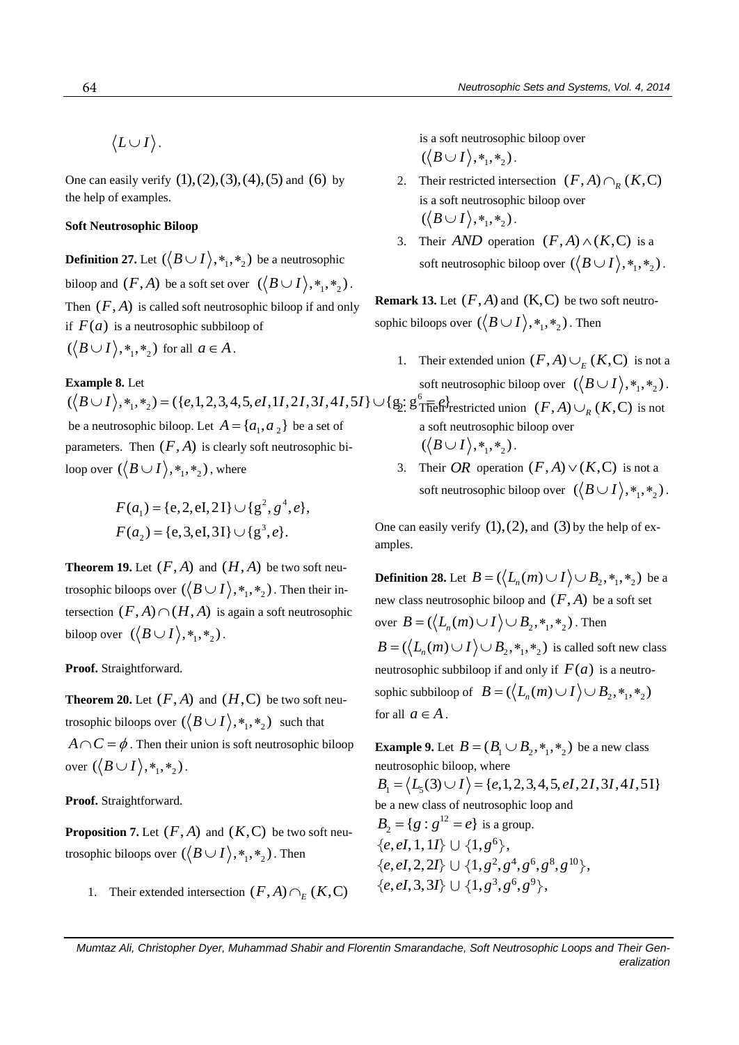$\langle L \cup I \rangle$.

One can easily verify $(1),(2),(3),(4),(5)$ and $(6)$ by the help of examples.

**Soft Neutrosophic Biloop**

**Definition 27.** Let $(\langle B \cup I \rangle, *_1, *_2)$ be a neutrosophic biloop and $(F, A)$ be a soft set over $(\langle B \cup I \rangle, *_1, *_2)$. Then $(F, A)$ is called soft neutrosophic biloop if and only if $F(a)$ is a neutrosophic subbiloop of $(\langle B \cup I \rangle, *_1, *_2)$ for all $a \in A$.

**Example 8.** Let $(\langle B \cup I \rangle, *_1, *_2) = (\{e,1,2,3,4,5,eI,1I,2I,3I,4I,5I\} \cup \{g : g^6 = e\})$ be a neutrosophic biloop. Let $A = \{a_1, a_2\}$ be a set of parameters. Then $(F, A)$ is clearly soft neutrosophic biloop over $(\langle B \cup I \rangle, *_1, *_2)$, where

$$F(a_1) = \{e, 2, eI, 2I\} \cup \{g^2, g^4, e\},$$
$$F(a_2) = \{e, 3, eI, 3I\} \cup \{g^3, e\}.$$

**Theorem 19.** Let $(F, A)$ and $(H, A)$ be two soft neutrosophic biloops over $(\langle B \cup I \rangle, *_1, *_2)$. Then their intersection $(F, A) \cap (H, A)$ is again a soft neutrosophic biloop over $(\langle B \cup I \rangle, *_1, *_2)$.

**Proof.** Straightforward.

**Theorem 20.** Let $(F, A)$ and $(H, C)$ be two soft neutrosophic biloops over $(\langle B \cup I \rangle, *_1, *_2)$ such that $A \cap C = \phi$. Then their union is soft neutrosophic biloop over $(\langle B \cup I \rangle, *_1, *_2)$.

**Proof.** Straightforward.

**Proposition 7.** Let $(F, A)$ and $(K, C)$ be two soft neutrosophic biloops over $(\langle B \cup I \rangle, *_1, *_2)$. Then

1. Their extended intersection $(F, A) \cap_E (K, C)$ is a soft neutrosophic biloop over $(\langle B \cup I \rangle, *_1, *_2)$.
2. Their restricted intersection $(F, A) \cap_R (K, C)$ is a soft neutrosophic biloop over $(\langle B \cup I \rangle, *_1, *_2)$.
3. Their *AND* operation $(F, A) \wedge (K, C)$ is a soft neutrosophic biloop over $(\langle B \cup I \rangle, *_1, *_2)$.

**Remark 13.** Let $(F, A)$ and $(K, C)$ be two soft neutrosophic biloops over $(\langle B \cup I \rangle, *_1, *_2)$. Then

1. Their extended union $(F, A) \cup_E (K, C)$ is not a soft neutrosophic biloop over $(\langle B \cup I \rangle, *_1, *_2)$.
2. Their restricted union $(F, A) \cup_R (K, C)$ is not a soft neutrosophic biloop over $(\langle B \cup I \rangle, *_1, *_2)$.
3. Their *OR* operation $(F, A) \vee (K, C)$ is not a soft neutrosophic biloop over $(\langle B \cup I \rangle, *_1, *_2)$.

One can easily verify $(1),(2),$ and $(3)$ by the help of examples.

**Definition 28.** Let $B = (\langle L_n(m) \cup I \rangle \cup B_2, *_1, *_2)$ be a new class neutrosophic biloop and $(F, A)$ be a soft set over $B = (\langle L_n(m) \cup I \rangle \cup B_2, *_1, *_2)$. Then $B = (\langle L_n(m) \cup I \rangle \cup B_2, *_1, *_2)$ is called soft new class neutrosophic subbiloop if and only if $F(a)$ is a neutrosophic subbiloop of $B = (\langle L_n(m) \cup I \rangle \cup B_2, *_1, *_2)$ for all $a \in A$.

**Example 9.** Let $B = (B_1 \cup B_2, *_1, *_2)$ be a new class neutrosophic biloop, where $B_1 = \langle L_5(3) \cup I \rangle = \{e,1,2,3,4,5,eI,2I,3I,4I,5I\}$ be a new class of neutrosophic loop and $B_2 = \{g : g^{12} = e\}$ is a group.

$\{e, eI, 1, 1I\} \cup \{1, g^6\}$,
$\{e, eI, 2, 2I\} \cup \{1, g^2, g^4, g^6, g^8, g^{10}\}$,
$\{e, eI, 3, 3I\} \cup \{1, g^3, g^6, g^9\}$,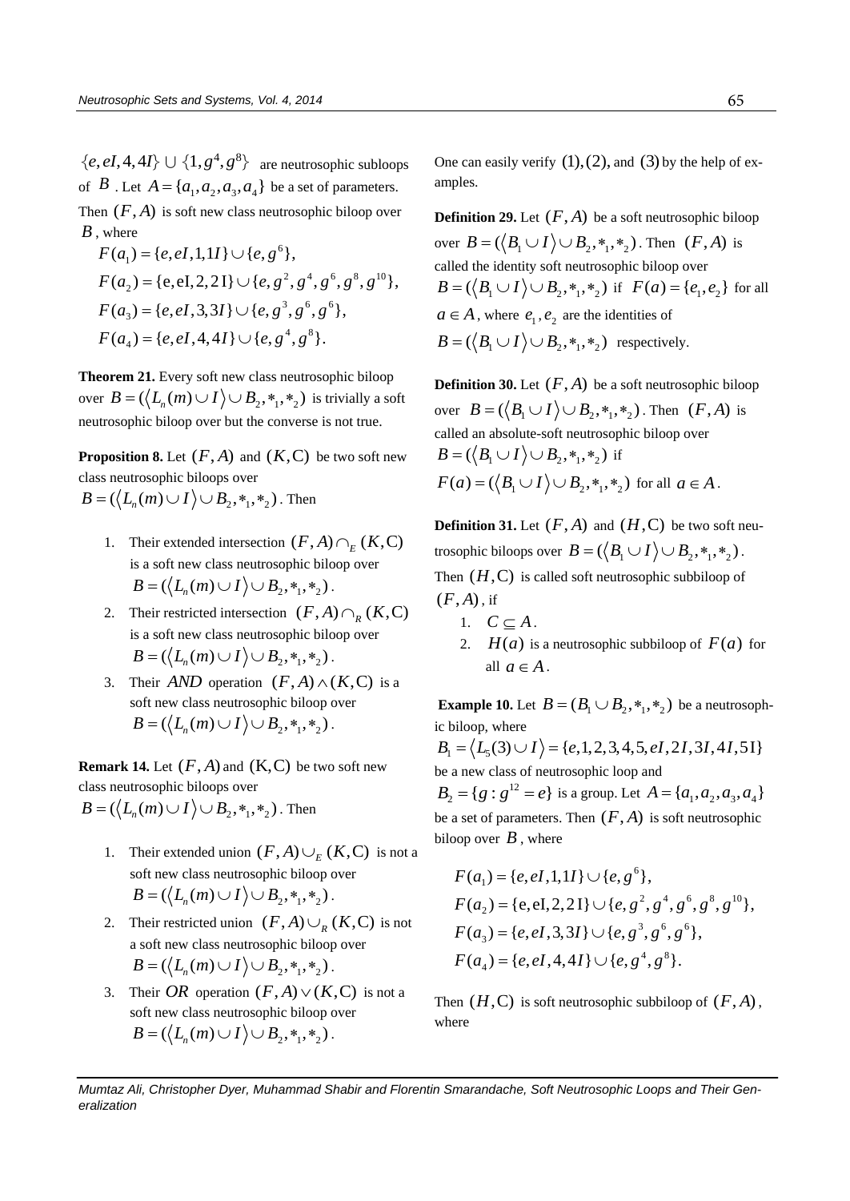$\{e, eI, 4, 4I\} \cup \{1, g^4, g^8\}$ are neutrosophic subloops of $B$. Let $A = \{a_1, a_2, a_3, a_4\}$ be a set of parameters. Then $(F, A)$ is soft new class neutrosophic biloop over $B$, where

$$F(a_1) = \{e, eI, 1, 1I\} \cup \{e, g^6\},$$
$$F(a_2) = \{e, eI, 2, 2I\} \cup \{e, g^2, g^4, g^6, g^8, g^{10}\},$$
$$F(a_3) = \{e, eI, 3, 3I\} \cup \{e, g^3, g^6, g^6\},$$
$$F(a_4) = \{e, eI, 4, 4I\} \cup \{e, g^4, g^8\}.$$

**Theorem 21.** Every soft new class neutrosophic biloop over $B = (\langle L_n(m) \cup I \rangle \cup B_2, *_1, *_2)$ is trivially a soft neutrosophic biloop over but the converse is not true.

**Proposition 8.** Let $(F, A)$ and $(K, C)$ be two soft new class neutrosophic biloops over $B = (\langle L_n(m) \cup I \rangle \cup B_2, *_1, *_2)$. Then

1. Their extended intersection $(F, A) \cap_E (K, C)$ is a soft new class neutrosophic biloop over $B = (\langle L_n(m) \cup I \rangle \cup B_2, *_1, *_2)$.
2. Their restricted intersection $(F, A) \cap_R (K, C)$ is a soft new class neutrosophic biloop over $B = (\langle L_n(m) \cup I \rangle \cup B_2, *_1, *_2)$.
3. Their $AND$ operation $(F, A) \wedge (K, C)$ is a soft new class neutrosophic biloop over $B = (\langle L_n(m) \cup I \rangle \cup B_2, *_1, *_2)$.

**Remark 14.** Let $(F, A)$ and $(K, C)$ be two soft new class neutrosophic biloops over $B = (\langle L_n(m) \cup I \rangle \cup B_2, *_1, *_2)$. Then

1. Their extended union $(F, A) \cup_E (K, C)$ is not a soft new class neutrosophic biloop over $B = (\langle L_n(m) \cup I \rangle \cup B_2, *_1, *_2)$.
2. Their restricted union $(F, A) \cup_R (K, C)$ is not a soft new class neutrosophic biloop over $B = (\langle L_n(m) \cup I \rangle \cup B_2, *_1, *_2)$.
3. Their $OR$ operation $(F, A) \vee (K, C)$ is not a soft new class neutrosophic biloop over $B = (\langle L_n(m) \cup I \rangle \cup B_2, *_1, *_2)$.

One can easily verify $(1), (2)$, and $(3)$ by the help of examples.

**Definition 29.** Let $(F, A)$ be a soft neutrosophic biloop over $B = (\langle B_1 \cup I \rangle \cup B_2, *_1, *_2)$. Then $(F, A)$ is called the identity soft neutrosophic biloop over $B = (\langle B_1 \cup I \rangle \cup B_2, *_1, *_2)$ if $F(a) = \{e_1, e_2\}$ for all $a \in A$, where $e_1, e_2$ are the identities of $B = (\langle B_1 \cup I \rangle \cup B_2, *_1, *_2)$ respectively.

**Definition 30.** Let $(F, A)$ be a soft neutrosophic biloop over $B = (\langle B_1 \cup I \rangle \cup B_2, *_1, *_2)$. Then $(F, A)$ is called an absolute-soft neutrosophic biloop over $B = (\langle B_1 \cup I \rangle \cup B_2, *_1, *_2)$ if $F(a) = (\langle B_1 \cup I \rangle \cup B_2, *_1, *_2)$ for all $a \in A$.

**Definition 31.** Let $(F, A)$ and $(H, C)$ be two soft neutrosophic biloops over $B = (\langle B_1 \cup I \rangle \cup B_2, *_1, *_2)$. Then $(H, C)$ is called soft neutrosophic subbiloop of $(F, A)$, if

1. $C \subseteq A$.
2. $H(a)$ is a neutrosophic subbiloop of $F(a)$ for all $a \in A$.

**Example 10.** Let $B = (B_1 \cup B_2, *_1, *_2)$ be a neutrosophic biloop, where $B_1 = \langle L_5(3) \cup I \rangle = \{e, 1, 2, 3, 4, 5, eI, 2I, 3I, 4I, 5I\}$ be a new class of neutrosophic loop and $B_2 = \{g : g^{12} = e\}$ is a group. Let $A = \{a_1, a_2, a_3, a_4\}$ be a set of parameters. Then $(F, A)$ is soft neutrosophic biloop over $B$, where

$$F(a_1) = \{e, eI, 1, 1I\} \cup \{e, g^6\},$$
$$F(a_2) = \{e, eI, 2, 2I\} \cup \{e, g^2, g^4, g^6, g^8, g^{10}\},$$
$$F(a_3) = \{e, eI, 3, 3I\} \cup \{e, g^3, g^6, g^6\},$$
$$F(a_4) = \{e, eI, 4, 4I\} \cup \{e, g^4, g^8\}.$$

Then $(H, C)$ is soft neutrosophic subbiloop of $(F, A)$, where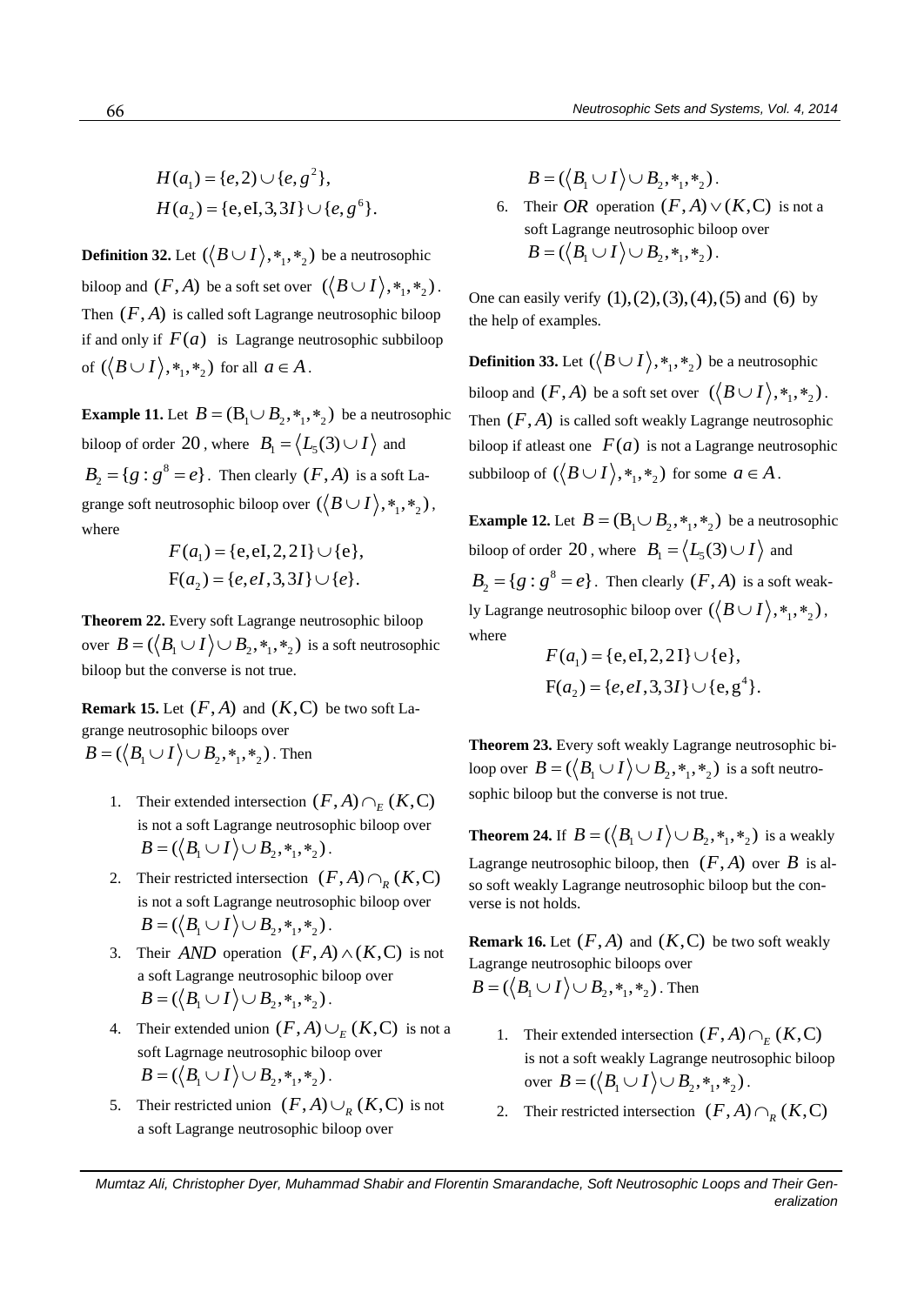$$H(a_1) = \{e, 2\} \cup \{e, g^2\},$$
$$H(a_2) = \{\text{e}, \text{eI}, 3, 3I\} \cup \{e, g^6\}.$$

**Definition 32.** Let $(\langle B \cup I \rangle, *_1, *_2)$ be a neutrosophic biloop and $(F, A)$ be a soft set over $(\langle B \cup I \rangle, *_1, *_2)$. Then $(F, A)$ is called soft Lagrange neutrosophic biloop if and only if $F(a)$ is Lagrange neutrosophic subbiloop of $(\langle B \cup I \rangle, *_1, *_2)$ for all $a \in A$.

**Example 11.** Let $B = (B_1 \cup B_2, *_1, *_2)$ be a neutrosophic biloop of order $20$, where $B_1 = \langle L_5(3) \cup I \rangle$ and $B_2 = \{g : g^8 = e\}$. Then clearly $(F, A)$ is a soft Lagrange soft neutrosophic biloop over $(\langle B \cup I \rangle, *_1, *_2)$, where

$$F(a_1) = \{\text{e}, \text{eI}, 2, 2\text{I}\} \cup \{\text{e}\},$$
$$\text{F}(a_2) = \{e, eI, 3, 3I\} \cup \{e\}.$$

**Theorem 22.** Every soft Lagrange neutrosophic biloop over $B = (\langle B_1 \cup I \rangle \cup B_2, *_1, *_2)$ is a soft neutrosophic biloop but the converse is not true.

**Remark 15.** Let $(F, A)$ and $(K, \text{C})$ be two soft Lagrange neutrosophic biloops over $B = (\langle B_1 \cup I \rangle \cup B_2, *_1, *_2)$. Then

1. Their extended intersection $(F, A) \cap_E (K, \text{C})$ is not a soft Lagrange neutrosophic biloop over $B = (\langle B_1 \cup I \rangle \cup B_2, *_1, *_2)$.
2. Their restricted intersection $(F, A) \cap_R (K, \text{C})$ is not a soft Lagrange neutrosophic biloop over $B = (\langle B_1 \cup I \rangle \cup B_2, *_1, *_2)$.
3. Their $AND$ operation $(F, A) \wedge (K, \text{C})$ is not a soft Lagrange neutrosophic biloop over $B = (\langle B_1 \cup I \rangle \cup B_2, *_1, *_2)$.
4. Their extended union $(F, A) \cup_E (K, \text{C})$ is not a soft Lagrnage neutrosophic biloop over $B = (\langle B_1 \cup I \rangle \cup B_2, *_1, *_2)$.
5. Their restricted union $(F, A) \cup_R (K, \text{C})$ is not a soft Lagrange neutrosophic biloop over $B = (\langle B_1 \cup I \rangle \cup B_2, *_1, *_2)$.
6. Their $OR$ operation $(F, A) \vee (K, \text{C})$ is not a soft Lagrange neutrosophic biloop over $B = (\langle B_1 \cup I \rangle \cup B_2, *_1, *_2)$.

One can easily verify $(1), (2), (3), (4), (5)$ and $(6)$ by the help of examples.

**Definition 33.** Let $(\langle B \cup I \rangle, *_1, *_2)$ be a neutrosophic biloop and $(F, A)$ be a soft set over $(\langle B \cup I \rangle, *_1, *_2)$. Then $(F, A)$ is called soft weakly Lagrange neutrosophic biloop if atleast one $F(a)$ is not a Lagrange neutrosophic subbiloop of $(\langle B \cup I \rangle, *_1, *_2)$ for some $a \in A$.

**Example 12.** Let $B = (B_1 \cup B_2, *_1, *_2)$ be a neutrosophic biloop of order $20$, where $B_1 = \langle L_5(3) \cup I \rangle$ and $B_2 = \{g : g^8 = e\}$. Then clearly $(F, A)$ is a soft weakly Lagrange neutrosophic biloop over $(\langle B \cup I \rangle, *_1, *_2)$, where

$$F(a_1) = \{\text{e}, \text{eI}, 2, 2\text{I}\} \cup \{\text{e}\},$$
$$\text{F}(a_2) = \{e, eI, 3, 3I\} \cup \{\text{e}, \text{g}^4\}.$$

**Theorem 23.** Every soft weakly Lagrange neutrosophic biloop over $B = (\langle B_1 \cup I \rangle \cup B_2, *_1, *_2)$ is a soft neutrosophic biloop but the converse is not true.

**Theorem 24.** If $B = (\langle B_1 \cup I \rangle \cup B_2, *_1, *_2)$ is a weakly Lagrange neutrosophic biloop, then $(F, A)$ over $B$ is also soft weakly Lagrange neutrosophic biloop but the converse is not holds.

**Remark 16.** Let $(F, A)$ and $(K, \text{C})$ be two soft weakly Lagrange neutrosophic biloops over $B = (\langle B_1 \cup I \rangle \cup B_2, *_1, *_2)$. Then

1. Their extended intersection $(F, A) \cap_E (K, \text{C})$ is not a soft weakly Lagrange neutrosophic biloop over $B = (\langle B_1 \cup I \rangle \cup B_2, *_1, *_2)$.
2. Their restricted intersection $(F, A) \cap_R (K, \text{C})$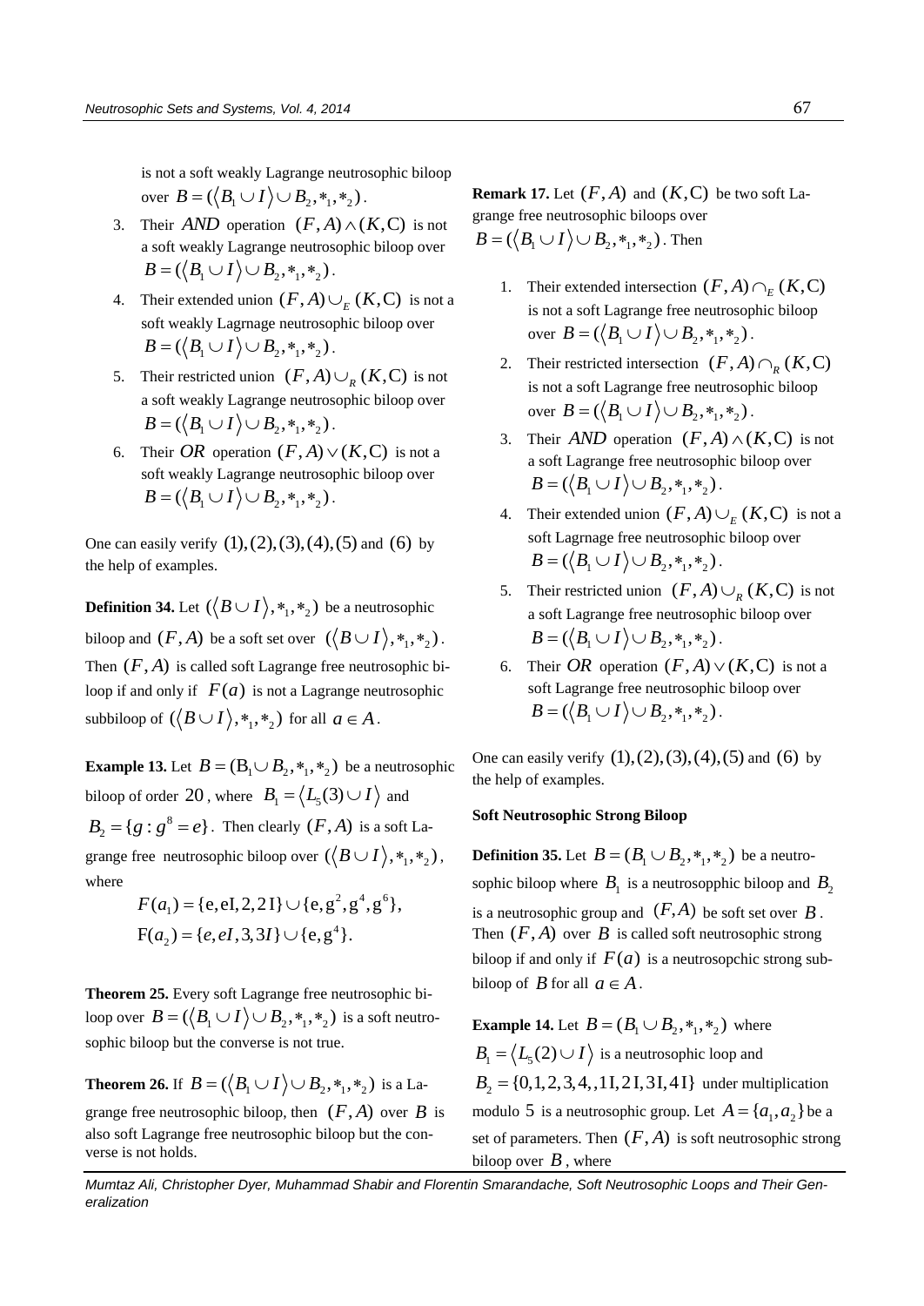is not a soft weakly Lagrange neutrosophic biloop over $B = (\langle B_1 \cup I \rangle \cup B_2, *_1, *_2)$.

3. Their $AND$ operation $(F, A) \wedge (K, C)$ is not a soft weakly Lagrange neutrosophic biloop over $B = (\langle B_1 \cup I \rangle \cup B_2, *_1, *_2)$.
4. Their extended union $(F, A) \cup_E (K, C)$ is not a soft weakly Lagrnage neutrosophic biloop over $B = (\langle B_1 \cup I \rangle \cup B_2, *_1, *_2)$.
5. Their restricted union $(F, A) \cup_R (K, C)$ is not a soft weakly Lagrange neutrosophic biloop over $B = (\langle B_1 \cup I \rangle \cup B_2, *_1, *_2)$.
6. Their $OR$ operation $(F, A) \vee (K, C)$ is not a soft weakly Lagrange neutrosophic biloop over $B = (\langle B_1 \cup I \rangle \cup B_2, *_1, *_2)$.

One can easily verify $(1),(2),(3),(4),(5)$ and $(6)$ by the help of examples.

**Definition 34.** Let $(\langle B \cup I \rangle, *_1, *_2)$ be a neutrosophic biloop and $(F, A)$ be a soft set over $(\langle B \cup I \rangle, *_1, *_2)$. Then $(F, A)$ is called soft Lagrange free neutrosophic biloop if and only if $F(a)$ is not a Lagrange neutrosophic subbiloop of $(\langle B \cup I \rangle, *_1, *_2)$ for all $a \in A$.

**Example 13.** Let $B = (B_1 \cup B_2, *_1, *_2)$ be a neutrosophic biloop of order $20$, where $B_1 = \langle L_5(3) \cup I \rangle$ and $B_2 = \{g : g^8 = e\}$. Then clearly $(F, A)$ is a soft Lagrange free neutrosophic biloop over $(\langle B \cup I \rangle, *_1, *_2)$, where

$$F(a_1) = \{e, eI, 2, 2I\} \cup \{e, g^2, g^4, g^6\},$$
$$F(a_2) = \{e, eI, 3, 3I\} \cup \{e, g^4\}.$$

**Theorem 25.** Every soft Lagrange free neutrosophic biloop over $B = (\langle B_1 \cup I \rangle \cup B_2, *_1, *_2)$ is a soft neutrosophic biloop but the converse is not true.

**Theorem 26.** If $B = (\langle B_1 \cup I \rangle \cup B_2, *_1, *_2)$ is a Lagrange free neutrosophic biloop, then $(F, A)$ over $B$ is also soft Lagrange free neutrosophic biloop but the converse is not holds.

**Remark 17.** Let $(F, A)$ and $(K, C)$ be two soft Lagrange free neutrosophic biloops over $B = (\langle B_1 \cup I \rangle \cup B_2, *_1, *_2)$. Then

1. Their extended intersection $(F, A) \cap_E (K, C)$ is not a soft Lagrange free neutrosophic biloop over $B = (\langle B_1 \cup I \rangle \cup B_2, *_1, *_2)$.
2. Their restricted intersection $(F, A) \cap_R (K, C)$ is not a soft Lagrange free neutrosophic biloop over $B = (\langle B_1 \cup I \rangle \cup B_2, *_1, *_2)$.
3. Their $AND$ operation $(F, A) \wedge (K, C)$ is not a soft Lagrange free neutrosophic biloop over $B = (\langle B_1 \cup I \rangle \cup B_2, *_1, *_2)$.
4. Their extended union $(F, A) \cup_E (K, C)$ is not a soft Lagrnage free neutrosophic biloop over $B = (\langle B_1 \cup I \rangle \cup B_2, *_1, *_2)$.
5. Their restricted union $(F, A) \cup_R (K, C)$ is not a soft Lagrange free neutrosophic biloop over $B = (\langle B_1 \cup I \rangle \cup B_2, *_1, *_2)$.
6. Their $OR$ operation $(F, A) \vee (K, C)$ is not a soft Lagrange free neutrosophic biloop over $B = (\langle B_1 \cup I \rangle \cup B_2, *_1, *_2)$.

One can easily verify $(1),(2),(3),(4),(5)$ and $(6)$ by the help of examples.

**Soft Neutrosophic Strong Biloop**

**Definition 35.** Let $B = (B_1 \cup B_2, *_1, *_2)$ be a neutrosophic biloop where $B_1$ is a neutrosopphic biloop and $B_2$ is a neutrosophic group and $(F, A)$ be soft set over $B$. Then $(F, A)$ over $B$ is called soft neutrosophic strong biloop if and only if $F(a)$ is a neutrosopchic strong subbiloop of $B$ for all $a \in A$.

**Example 14.** Let $B = (B_1 \cup B_2, *_1, *_2)$ where $B_1 = \langle L_5(2) \cup I \rangle$ is a neutrosophic loop and $B_2 = \{0, 1, 2, 3, 4, , 1I, 2I, 3I, 4I\}$ under multiplication modulo $5$ is a neutrosophic group. Let $A = \{a_1, a_2\}$ be a set of parameters. Then $(F, A)$ is soft neutrosophic strong biloop over $B$, where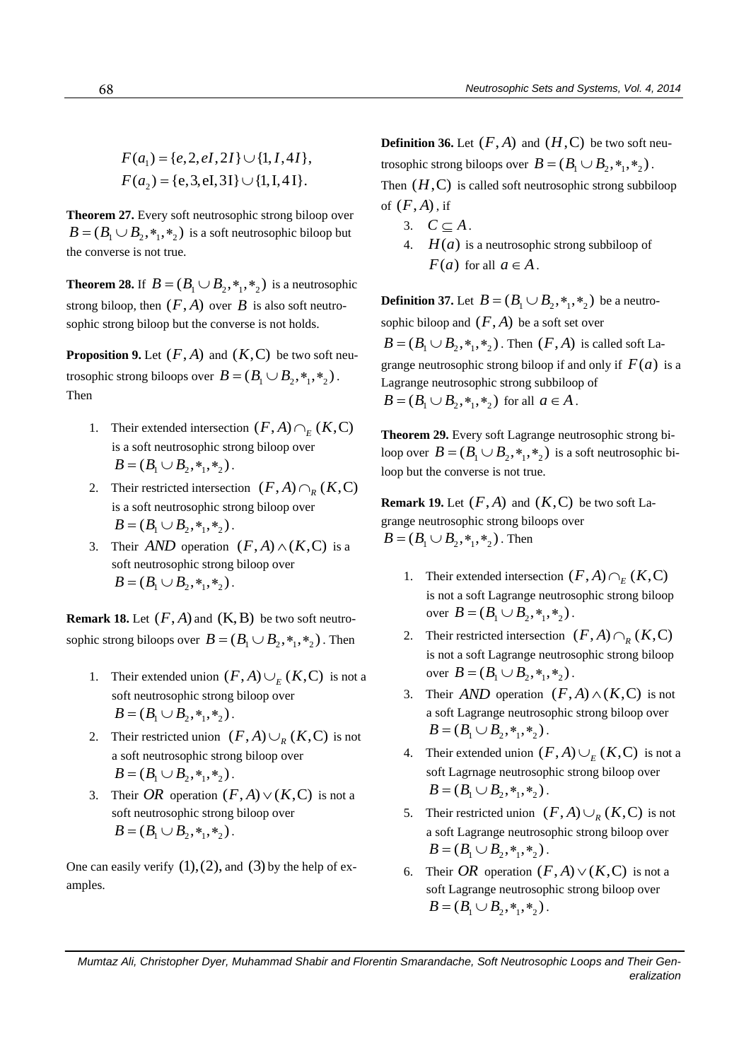$$F(a_1) = \{e, 2, eI, 2I\} \cup \{1, I, 4I\},$$
$$F(a_2) = \{e, 3, eI, 3I\} \cup \{1, I, 4I\}.$$

**Theorem 27.** Every soft neutrosophic strong biloop over $B = (B_1 \cup B_2, *_1, *_2)$ is a soft neutrosophic biloop but the converse is not true.

**Theorem 28.** If $B = (B_1 \cup B_2, *_1, *_2)$ is a neutrosophic strong biloop, then $(F, A)$ over $B$ is also soft neutrosophic strong biloop but the converse is not holds.

**Proposition 9.** Let $(F, A)$ and $(K, C)$ be two soft neutrosophic strong biloops over $B = (B_1 \cup B_2, *_1, *_2)$. Then

1. Their extended intersection $(F, A) \cap_E (K, C)$ is a soft neutrosophic strong biloop over $B = (B_1 \cup B_2, *_1, *_2)$.
2. Their restricted intersection $(F, A) \cap_R (K, C)$ is a soft neutrosophic strong biloop over $B = (B_1 \cup B_2, *_1, *_2)$.
3. Their $AND$ operation $(F, A) \wedge (K, C)$ is a soft neutrosophic strong biloop over $B = (B_1 \cup B_2, *_1, *_2)$.

**Remark 18.** Let $(F, A)$ and $(K, B)$ be two soft neutrosophic strong biloops over $B = (B_1 \cup B_2, *_1, *_2)$. Then

1. Their extended union $(F, A) \cup_E (K, C)$ is not a soft neutrosophic strong biloop over $B = (B_1 \cup B_2, *_1, *_2)$.
2. Their restricted union $(F, A) \cup_R (K, C)$ is not a soft neutrosophic strong biloop over $B = (B_1 \cup B_2, *_1, *_2)$.
3. Their $OR$ operation $(F, A) \vee (K, C)$ is not a soft neutrosophic strong biloop over $B = (B_1 \cup B_2, *_1, *_2)$.

One can easily verify $(1), (2),$ and $(3)$ by the help of examples.

**Definition 36.** Let $(F, A)$ and $(H, C)$ be two soft neutrosophic strong biloops over $B = (B_1 \cup B_2, *_1, *_2)$. Then $(H, C)$ is called soft neutrosophic strong subbiloop of $(F, A)$, if

3. $C \subseteq A$.
4. $H(a)$ is a neutrosophic strong subbiloop of $F(a)$ for all $a \in A$.

**Definition 37.** Let $B = (B_1 \cup B_2, *_1, *_2)$ be a neutrosophic biloop and $(F, A)$ be a soft set over $B = (B_1 \cup B_2, *_1, *_2)$. Then $(F, A)$ is called soft Lagrange neutrosophic strong biloop if and only if $F(a)$ is a Lagrange neutrosophic strong subbiloop of $B = (B_1 \cup B_2, *_1, *_2)$ for all $a \in A$.

**Theorem 29.** Every soft Lagrange neutrosophic strong biloop over $B = (B_1 \cup B_2, *_1, *_2)$ is a soft neutrosophic biloop but the converse is not true.

**Remark 19.** Let $(F, A)$ and $(K, C)$ be two soft Lagrange neutrosophic strong biloops over $B = (B_1 \cup B_2, *_1, *_2)$. Then

1. Their extended intersection $(F, A) \cap_E (K, C)$ is not a soft Lagrange neutrosophic strong biloop over $B = (B_1 \cup B_2, *_1, *_2)$.
2. Their restricted intersection $(F, A) \cap_R (K, C)$ is not a soft Lagrange neutrosophic strong biloop over $B = (B_1 \cup B_2, *_1, *_2)$.
3. Their $AND$ operation $(F, A) \wedge (K, C)$ is not a soft Lagrange neutrosophic strong biloop over $B = (B_1 \cup B_2, *_1, *_2)$.
4. Their extended union $(F, A) \cup_E (K, C)$ is not a soft Lagrnage neutrosophic strong biloop over $B = (B_1 \cup B_2, *_1, *_2)$.
5. Their restricted union $(F, A) \cup_R (K, C)$ is not a soft Lagrange neutrosophic strong biloop over $B = (B_1 \cup B_2, *_1, *_2)$.
6. Their $OR$ operation $(F, A) \vee (K, C)$ is not a soft Lagrange neutrosophic strong biloop over $B = (B_1 \cup B_2, *_1, *_2)$.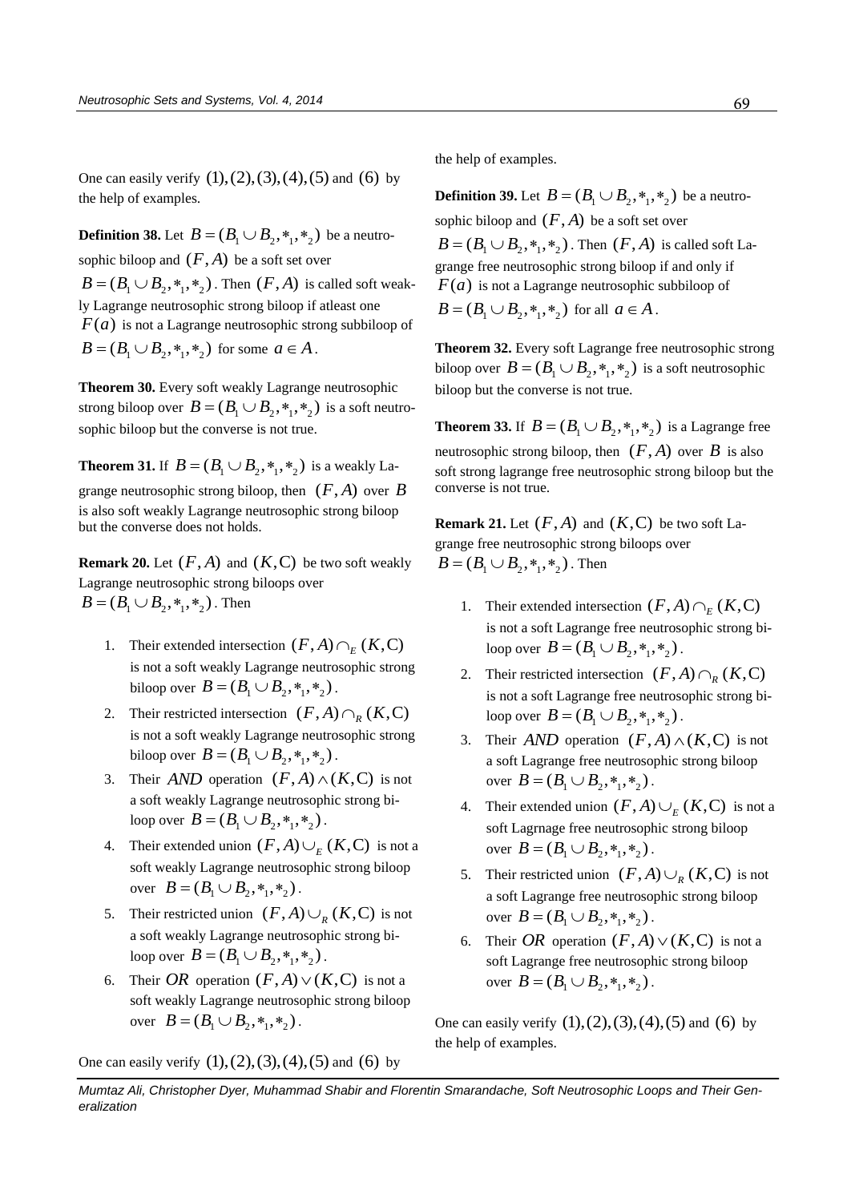One can easily verify $(1),(2),(3),(4),(5)$ and $(6)$ by the help of examples.

**Definition 38.** Let $B=(B_1\cup B_2,*_1,*_2)$ be a neutrosophic biloop and $(F,A)$ be a soft set over $B=(B_1\cup B_2,*_1,*_2)$. Then $(F,A)$ is called soft weakly Lagrange neutrosophic strong biloop if atleast one $F(a)$ is not a Lagrange neutrosophic strong subbiloop of $B=(B_1\cup B_2,*_1,*_2)$ for some $a\in A$.

**Theorem 30.** Every soft weakly Lagrange neutrosophic strong biloop over $B=(B_1\cup B_2,*_1,*_2)$ is a soft neutrosophic biloop but the converse is not true.

**Theorem 31.** If $B=(B_1\cup B_2,*_1,*_2)$ is a weakly Lagrange neutrosophic strong biloop, then $(F,A)$ over $B$ is also soft weakly Lagrange neutrosophic strong biloop but the converse does not holds.

**Remark 20.** Let $(F,A)$ and $(K,C)$ be two soft weakly Lagrange neutrosophic strong biloops over $B=(B_1\cup B_2,*_1,*_2)$. Then

1. Their extended intersection $(F,A)\cap_E(K,C)$ is not a soft weakly Lagrange neutrosophic strong biloop over $B=(B_1\cup B_2,*_1,*_2)$.
2. Their restricted intersection $(F,A)\cap_R(K,C)$ is not a soft weakly Lagrange neutrosophic strong biloop over $B=(B_1\cup B_2,*_1,*_2)$.
3. Their $AND$ operation $(F,A)\wedge(K,C)$ is not a soft weakly Lagrange neutrosophic strong biloop over $B=(B_1\cup B_2,*_1,*_2)$.
4. Their extended union $(F,A)\cup_E(K,C)$ is not a soft weakly Lagrange neutrosophic strong biloop over $B=(B_1\cup B_2,*_1,*_2)$.
5. Their restricted union $(F,A)\cup_R(K,C)$ is not a soft weakly Lagrange neutrosophic strong biloop over $B=(B_1\cup B_2,*_1,*_2)$.
6. Their $OR$ operation $(F,A)\vee(K,C)$ is not a soft weakly Lagrange neutrosophic strong biloop over $B=(B_1\cup B_2,*_1,*_2)$.

One can easily verify $(1),(2),(3),(4),(5)$ and $(6)$ by the help of examples.

**Definition 39.** Let $B=(B_1\cup B_2,*_1,*_2)$ be a neutrosophic biloop and $(F,A)$ be a soft set over $B=(B_1\cup B_2,*_1,*_2)$. Then $(F,A)$ is called soft Lagrange free neutrosophic strong biloop if and only if $F(a)$ is not a Lagrange neutrosophic subbiloop of $B=(B_1\cup B_2,*_1,*_2)$ for all $a\in A$.

**Theorem 32.** Every soft Lagrange free neutrosophic strong biloop over $B=(B_1\cup B_2,*_1,*_2)$ is a soft neutrosophic biloop but the converse is not true.

**Theorem 33.** If $B=(B_1\cup B_2,*_1,*_2)$ is a Lagrange free neutrosophic strong biloop, then $(F,A)$ over $B$ is also soft strong lagrange free neutrosophic strong biloop but the converse is not true.

**Remark 21.** Let $(F,A)$ and $(K,C)$ be two soft Lagrange free neutrosophic strong biloops over $B=(B_1\cup B_2,*_1,*_2)$. Then

1. Their extended intersection $(F,A)\cap_E(K,C)$ is not a soft Lagrange free neutrosophic strong biloop over $B=(B_1\cup B_2,*_1,*_2)$.
2. Their restricted intersection $(F,A)\cap_R(K,C)$ is not a soft Lagrange free neutrosophic strong biloop over $B=(B_1\cup B_2,*_1,*_2)$.
3. Their $AND$ operation $(F,A)\wedge(K,C)$ is not a soft Lagrange free neutrosophic strong biloop over $B=(B_1\cup B_2,*_1,*_2)$.
4. Their extended union $(F,A)\cup_E(K,C)$ is not a soft Lagrnage free neutrosophic strong biloop over $B=(B_1\cup B_2,*_1,*_2)$.
5. Their restricted union $(F,A)\cup_R(K,C)$ is not a soft Lagrange free neutrosophic strong biloop over $B=(B_1\cup B_2,*_1,*_2)$.
6. Their $OR$ operation $(F,A)\vee(K,C)$ is not a soft Lagrange free neutrosophic strong biloop over $B=(B_1\cup B_2,*_1,*_2)$.

One can easily verify $(1),(2),(3),(4),(5)$ and $(6)$ by the help of examples.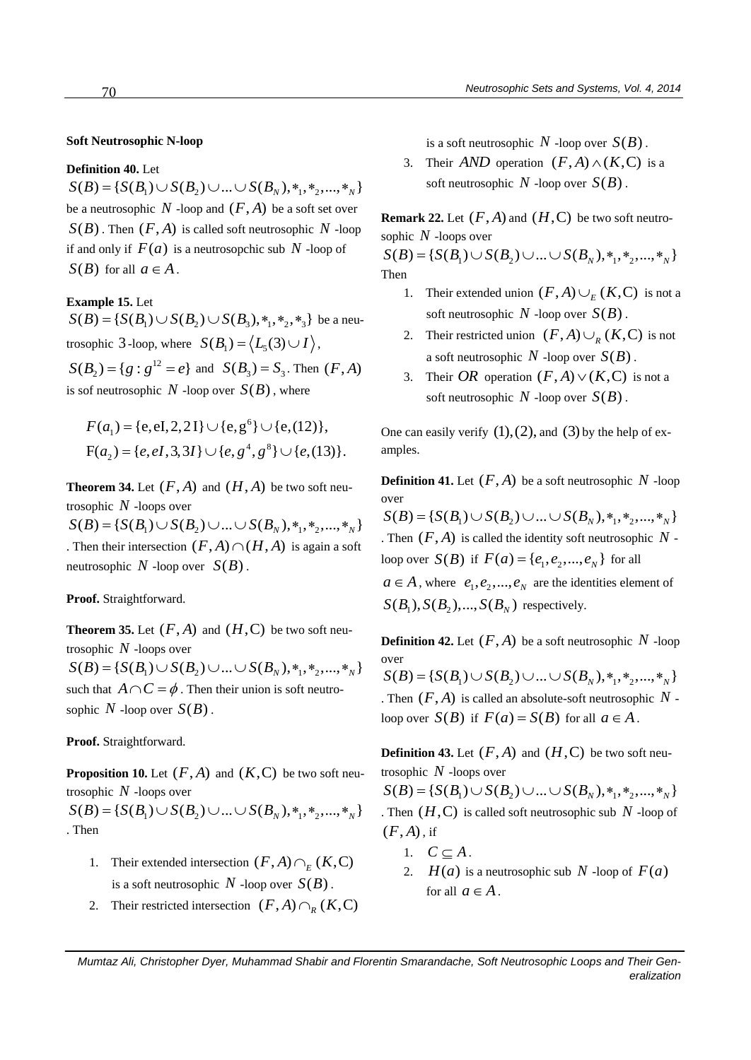### Soft Neutrosophic N-loop

**Definition 40.** Let $S(B) = \{S(B_1) \cup S(B_2) \cup ... \cup S(B_N), *_1, *_2, ..., *_N\}$ be a neutrosophic $N$ -loop and $(F, A)$ be a soft set over $S(B)$. Then $(F, A)$ is called soft neutrosophic $N$ -loop if and only if $F(a)$ is a neutrosopchic sub $N$ -loop of $S(B)$ for all $a \in A$.

**Example 15.** Let $S(B) = \{S(B_1) \cup S(B_2) \cup S(B_3), *_1, *_2, *_3\}$ be a neutrosophic 3-loop, where $S(B_1) = \langle L_5(3) \cup I \rangle$, $S(B_2) = \{g : g^{12} = e\}$ and $S(B_3) = S_3$. Then $(F, A)$ is sof neutrosophic $N$ -loop over $S(B)$, where

$$F(a_1) = \{e, eI, 2, 2I\} \cup \{e, g^6\} \cup \{e, (12)\},$$
$$F(a_2) = \{e, eI, 3, 3I\} \cup \{e, g^4, g^8\} \cup \{e, (13)\}.$$

**Theorem 34.** Let $(F, A)$ and $(H, A)$ be two soft neutrosophic $N$ -loops over $S(B) = \{S(B_1) \cup S(B_2) \cup ... \cup S(B_N), *_1, *_2, ..., *_N\}$. Then their intersection $(F, A) \cap (H, A)$ is again a soft neutrosophic $N$ -loop over $S(B)$.

**Proof.** Straightforward.

**Theorem 35.** Let $(F, A)$ and $(H, C)$ be two soft neutrosophic $N$ -loops over $S(B) = \{S(B_1) \cup S(B_2) \cup ... \cup S(B_N), *_1, *_2, ..., *_N\}$ such that $A \cap C = \phi$. Then their union is soft neutrosophic $N$ -loop over $S(B)$.

**Proof.** Straightforward.

**Proposition 10.** Let $(F, A)$ and $(K, C)$ be two soft neutrosophic $N$ -loops over $S(B) = \{S(B_1) \cup S(B_2) \cup ... \cup S(B_N), *_1, *_2, ..., *_N\}$. Then

1. Their extended intersection $(F, A) \cap_E (K, C)$ is a soft neutrosophic $N$ -loop over $S(B)$.
2. Their restricted intersection $(F, A) \cap_R (K, C)$ is a soft neutrosophic $N$ -loop over $S(B)$.
3. Their $AND$ operation $(F, A) \wedge (K, C)$ is a soft neutrosophic $N$ -loop over $S(B)$.

**Remark 22.** Let $(F, A)$ and $(H, C)$ be two soft neutrosophic $N$ -loops over $S(B) = \{S(B_1) \cup S(B_2) \cup ... \cup S(B_N), *_1, *_2, ..., *_N\}$ Then

1. Their extended union $(F, A) \cup_E (K, C)$ is not a soft neutrosophic $N$ -loop over $S(B)$.
2. Their restricted union $(F, A) \cup_R (K, C)$ is not a soft neutrosophic $N$ -loop over $S(B)$.
3. Their $OR$ operation $(F, A) \vee (K, C)$ is not a soft neutrosophic $N$ -loop over $S(B)$.

One can easily verify $(1), (2),$ and $(3)$ by the help of examples.

**Definition 41.** Let $(F, A)$ be a soft neutrosophic $N$ -loop over $S(B) = \{S(B_1) \cup S(B_2) \cup ... \cup S(B_N), *_1, *_2, ..., *_N\}$. Then $(F, A)$ is called the identity soft neutrosophic $N$ -loop over $S(B)$ if $F(a) = \{e_1, e_2, ..., e_N\}$ for all $a \in A$, where $e_1, e_2, ..., e_N$ are the identities element of $S(B_1), S(B_2), ..., S(B_N)$ respectively.

**Definition 42.** Let $(F, A)$ be a soft neutrosophic $N$ -loop over $S(B) = \{S(B_1) \cup S(B_2) \cup ... \cup S(B_N), *_1, *_2, ..., *_N\}$. Then $(F, A)$ is called an absolute-soft neutrosophic $N$ -loop over $S(B)$ if $F(a) = S(B)$ for all $a \in A$.

**Definition 43.** Let $(F, A)$ and $(H, C)$ be two soft neutrosophic $N$ -loops over $S(B) = \{S(B_1) \cup S(B_2) \cup ... \cup S(B_N), *_1, *_2, ..., *_N\}$. Then $(H, C)$ is called soft neutrosophic sub $N$ -loop of $(F, A)$, if

1. $C \subseteq A$.
2. $H(a)$ is a neutrosophic sub $N$ -loop of $F(a)$ for all $a \in A$.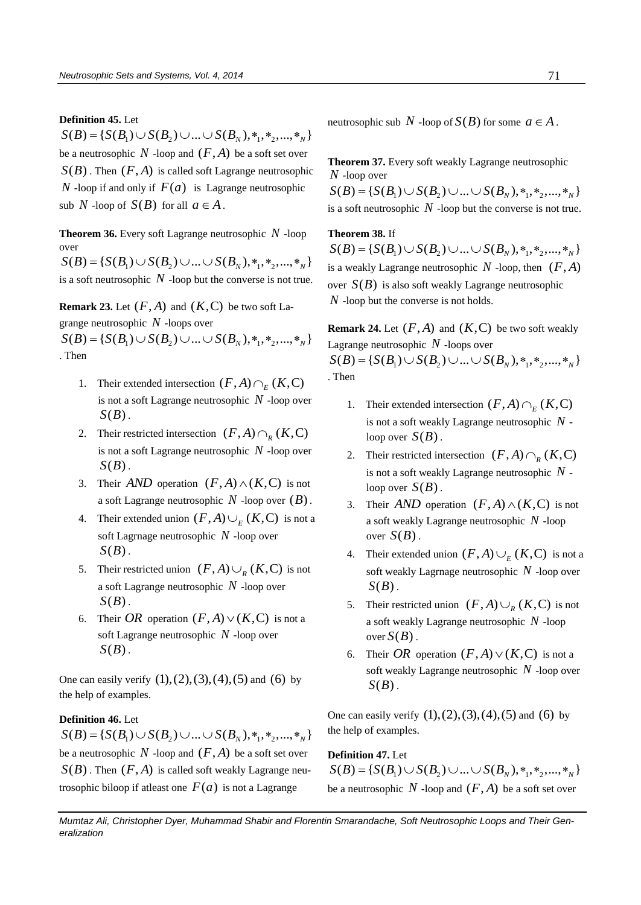**Definition 45.** Let $S(B) = \{S(B_1) \cup S(B_2) \cup ... \cup S(B_N), *_1, *_2, ..., *_N\}$ be a neutrosophic $N$ -loop and $(F, A)$ be a soft set over $S(B)$. Then $(F, A)$ is called soft Lagrange neutrosophic $N$ -loop if and only if $F(a)$ is Lagrange neutrosophic sub $N$ -loop of $S(B)$ for all $a \in A$.

**Theorem 36.** Every soft Lagrange neutrosophic $N$ -loop over $S(B) = \{S(B_1) \cup S(B_2) \cup ... \cup S(B_N), *_1, *_2, ..., *_N\}$ is a soft neutrosophic $N$ -loop but the converse is not true.

**Remark 23.** Let $(F, A)$ and $(K, C)$ be two soft Lagrange neutrosophic $N$ -loops over $S(B) = \{S(B_1) \cup S(B_2) \cup ... \cup S(B_N), *_1, *_2, ..., *_N\}$. Then

1. Their extended intersection $(F, A) \cap_E (K, C)$ is not a soft Lagrange neutrosophic $N$ -loop over $S(B)$.
2. Their restricted intersection $(F, A) \cap_R (K, C)$ is not a soft Lagrange neutrosophic $N$ -loop over $S(B)$.
3. Their $AND$ operation $(F, A) \wedge (K, C)$ is not a soft Lagrange neutrosophic $N$ -loop over $(B)$.
4. Their extended union $(F, A) \cup_E (K, C)$ is not a soft Lagrnage neutrosophic $N$ -loop over $S(B)$.
5. Their restricted union $(F, A) \cup_R (K, C)$ is not a soft Lagrange neutrosophic $N$ -loop over $S(B)$.
6. Their $OR$ operation $(F, A) \vee (K, C)$ is not a soft Lagrange neutrosophic $N$ -loop over $S(B)$.

One can easily verify $(1), (2), (3), (4), (5)$ and $(6)$ by the help of examples.

**Definition 46.** Let $S(B) = \{S(B_1) \cup S(B_2) \cup ... \cup S(B_N), *_1, *_2, ..., *_N\}$ be a neutrosophic $N$ -loop and $(F, A)$ be a soft set over $S(B)$. Then $(F, A)$ is called soft weakly Lagrange neutrosophic biloop if atleast one $F(a)$ is not a Lagrange neutrosophic sub $N$ -loop of $S(B)$ for some $a \in A$.

**Theorem 37.** Every soft weakly Lagrange neutrosophic $N$ -loop over $S(B) = \{S(B_1) \cup S(B_2) \cup ... \cup S(B_N), *_1, *_2, ..., *_N\}$ is a soft neutrosophic $N$ -loop but the converse is not true.

**Theorem 38.** If $S(B) = \{S(B_1) \cup S(B_2) \cup ... \cup S(B_N), *_1, *_2, ..., *_N\}$ is a weakly Lagrange neutrosophic $N$ -loop, then $(F, A)$ over $S(B)$ is also soft weakly Lagrange neutrosophic $N$ -loop but the converse is not holds.

**Remark 24.** Let $(F, A)$ and $(K, C)$ be two soft weakly Lagrange neutrosophic $N$ -loops over $S(B) = \{S(B_1) \cup S(B_2) \cup ... \cup S(B_N), *_1, *_2, ..., *_N\}$. Then

1. Their extended intersection $(F, A) \cap_E (K, C)$ is not a soft weakly Lagrange neutrosophic $N$ -loop over $S(B)$.
2. Their restricted intersection $(F, A) \cap_R (K, C)$ is not a soft weakly Lagrange neutrosophic $N$ -loop over $S(B)$.
3. Their $AND$ operation $(F, A) \wedge (K, C)$ is not a soft weakly Lagrange neutrosophic $N$ -loop over $S(B)$.
4. Their extended union $(F, A) \cup_E (K, C)$ is not a soft weakly Lagrnage neutrosophic $N$ -loop over $S(B)$.
5. Their restricted union $(F, A) \cup_R (K, C)$ is not a soft weakly Lagrange neutrosophic $N$ -loop over $S(B)$.
6. Their $OR$ operation $(F, A) \vee (K, C)$ is not a soft weakly Lagrange neutrosophic $N$ -loop over $S(B)$.

One can easily verify $(1), (2), (3), (4), (5)$ and $(6)$ by the help of examples.

**Definition 47.** Let $S(B) = \{S(B_1) \cup S(B_2) \cup ... \cup S(B_N), *_1, *_2, ..., *_N\}$ be a neutrosophic $N$ -loop and $(F, A)$ be a soft set over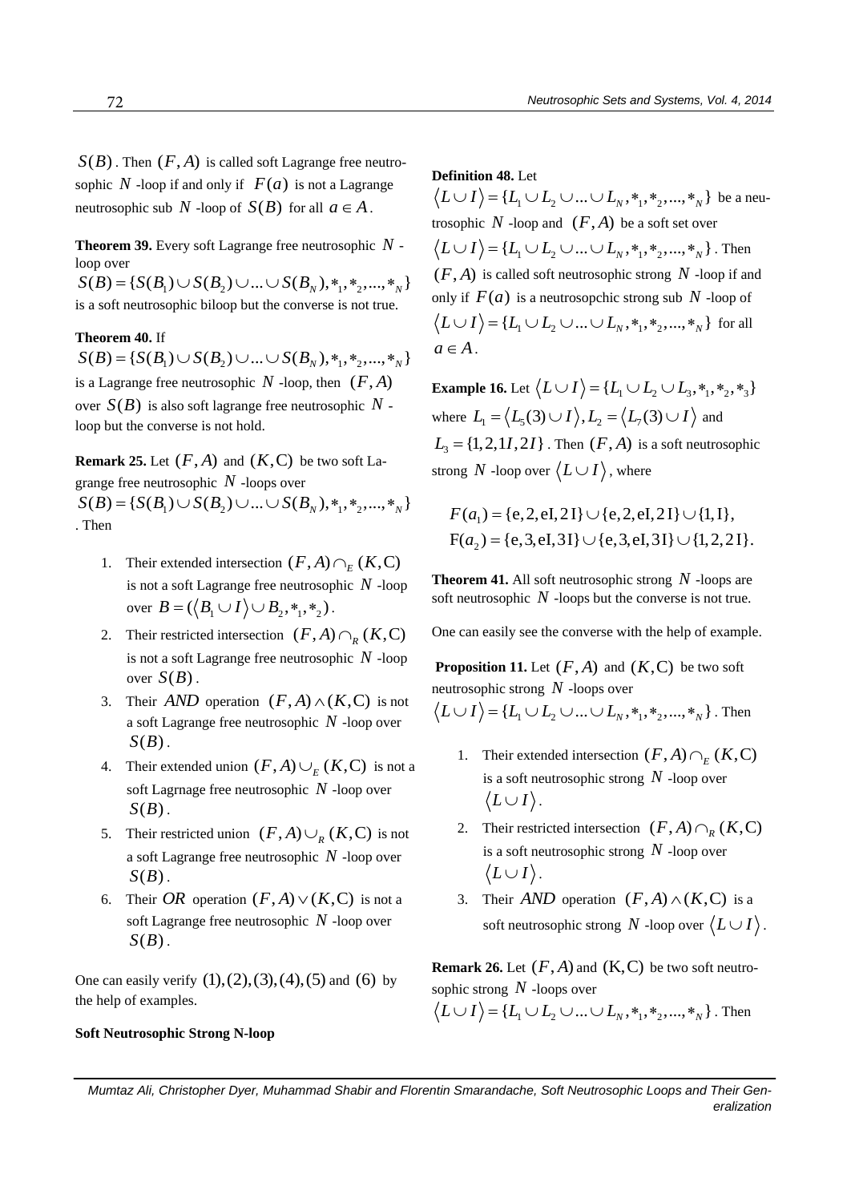$S(B)$. Then $(F,A)$ is called soft Lagrange free neutrosophic $N$-loop if and only if $F(a)$ is not a Lagrange neutrosophic sub $N$-loop of $S(B)$ for all $a \in A$.

**Theorem 39.** Every soft Lagrange free neutrosophic $N$-loop over $S(B) = \{S(B_1) \cup S(B_2) \cup ... \cup S(B_N), *_1, *_2, ..., *_N\}$ is a soft neutrosophic biloop but the converse is not true.

**Theorem 40.** If $S(B) = \{S(B_1) \cup S(B_2) \cup ... \cup S(B_N), *_1, *_2, ..., *_N\}$ is a Lagrange free neutrosophic $N$-loop, then $(F,A)$ over $S(B)$ is also soft lagrange free neutrosophic $N$-loop but the converse is not hold.

**Remark 25.** Let $(F,A)$ and $(K,C)$ be two soft Lagrange free neutrosophic $N$-loops over $S(B) = \{S(B_1) \cup S(B_2) \cup ... \cup S(B_N), *_1, *_2, ..., *_N\}$. Then

1. Their extended intersection $(F,A) \cap_E (K,C)$ is not a soft Lagrange free neutrosophic $N$-loop over $B = (\langle B_1 \cup I \rangle \cup B_2, *_1, *_2)$.
2. Their restricted intersection $(F,A) \cap_R (K,C)$ is not a soft Lagrange free neutrosophic $N$-loop over $S(B)$.
3. Their $AND$ operation $(F,A) \wedge (K,C)$ is not a soft Lagrange free neutrosophic $N$-loop over $S(B)$.
4. Their extended union $(F,A) \cup_E (K,C)$ is not a soft Lagrnage free neutrosophic $N$-loop over $S(B)$.
5. Their restricted union $(F,A) \cup_R (K,C)$ is not a soft Lagrange free neutrosophic $N$-loop over $S(B)$.
6. Their $OR$ operation $(F,A) \vee (K,C)$ is not a soft Lagrange free neutrosophic $N$-loop over $S(B)$.

One can easily verify $(1),(2),(3),(4),(5)$ and $(6)$ by the help of examples.

**Soft Neutrosophic Strong N-loop**

**Definition 48.** Let $\langle L \cup I \rangle = \{L_1 \cup L_2 \cup ... \cup L_N, *_1, *_2, ..., *_N\}$ be a neutrosophic $N$-loop and $(F,A)$ be a soft set over $\langle L \cup I \rangle = \{L_1 \cup L_2 \cup ... \cup L_N, *_1, *_2, ..., *_N\}$. Then $(F,A)$ is called soft neutrosophic strong $N$-loop if and only if $F(a)$ is a neutrosopchic strong sub $N$-loop of $\langle L \cup I \rangle = \{L_1 \cup L_2 \cup ... \cup L_N, *_1, *_2, ..., *_N\}$ for all $a \in A$.

**Example 16.** Let $\langle L \cup I \rangle = \{L_1 \cup L_2 \cup L_3, *_1, *_2, *_3\}$ where $L_1 = \langle L_5(3) \cup I \rangle, L_2 = \langle L_7(3) \cup I \rangle$ and $L_3 = \{1, 2, 1I, 2I\}$. Then $(F,A)$ is a soft neutrosophic strong $N$-loop over $\langle L \cup I \rangle$, where

$$F(a_1) = \{e, 2, eI, 2I\} \cup \{e, 2, eI, 2I\} \cup \{1, I\},$$
$$F(a_2) = \{e, 3, eI, 3I\} \cup \{e, 3, eI, 3I\} \cup \{1, 2, 2I\}.$$

**Theorem 41.** All soft neutrosophic strong $N$-loops are soft neutrosophic $N$-loops but the converse is not true.

One can easily see the converse with the help of example.

**Proposition 11.** Let $(F,A)$ and $(K,C)$ be two soft neutrosophic strong $N$-loops over $\langle L \cup I \rangle = \{L_1 \cup L_2 \cup ... \cup L_N, *_1, *_2, ..., *_N\}$. Then

1. Their extended intersection $(F,A) \cap_E (K,C)$ is a soft neutrosophic strong $N$-loop over $\langle L \cup I \rangle$.
2. Their restricted intersection $(F,A) \cap_R (K,C)$ is a soft neutrosophic strong $N$-loop over $\langle L \cup I \rangle$.
3. Their $AND$ operation $(F,A) \wedge (K,C)$ is a soft neutrosophic strong $N$-loop over $\langle L \cup I \rangle$.

**Remark 26.** Let $(F,A)$ and $(K,C)$ be two soft neutrosophic strong $N$-loops over $\langle L \cup I \rangle = \{L_1 \cup L_2 \cup ... \cup L_N, *_1, *_2, ..., *_N\}$. Then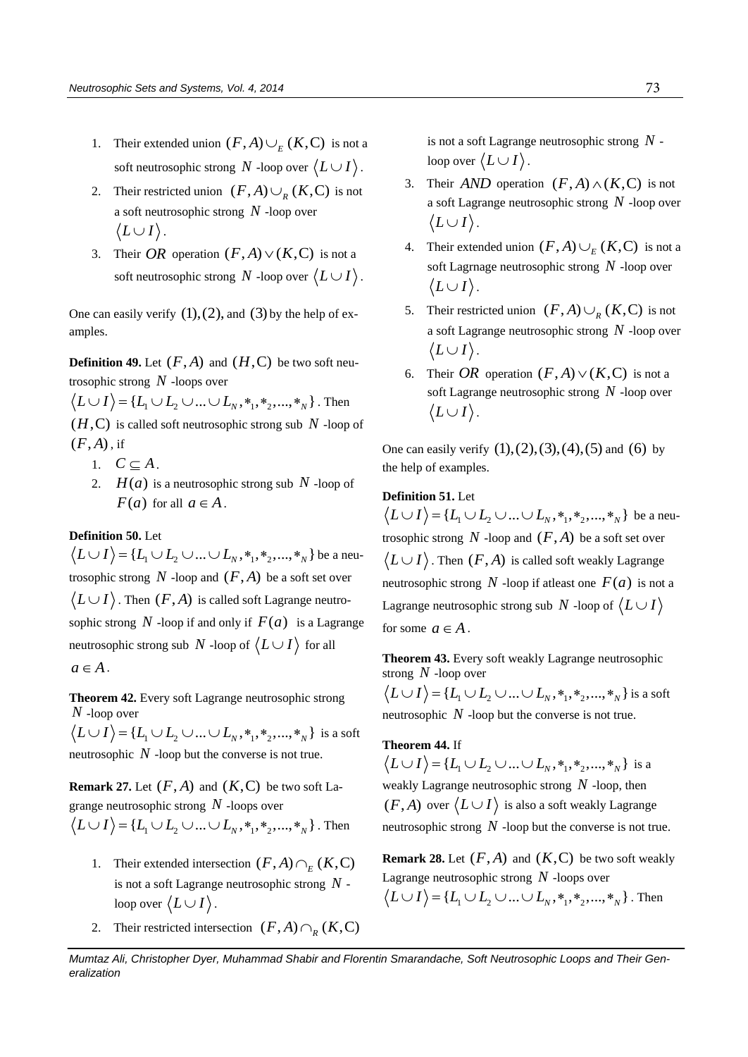1. Their extended union $(F,A)\cup_E (K,C)$ is not a soft neutrosophic strong $N$ -loop over $\langle L\cup I\rangle$.
2. Their restricted union $(F,A)\cup_R (K,C)$ is not a soft neutrosophic strong $N$ -loop over $\langle L\cup I\rangle$.
3. Their $OR$ operation $(F,A)\vee(K,C)$ is not a soft neutrosophic strong $N$ -loop over $\langle L\cup I\rangle$.

One can easily verify $(1),(2),$ and $(3)$ by the help of examples.

**Definition 49.** Let $(F,A)$ and $(H,C)$ be two soft neutrosophic strong $N$ -loops over $\langle L\cup I\rangle=\{L_1\cup L_2\cup...\cup L_N,*_1,*_2,...,*_N\}$. Then $(H,C)$ is called soft neutrosophic strong sub $N$ -loop of $(F,A)$, if

1. $C\subseteq A$.
2. $H(a)$ is a neutrosophic strong sub $N$ -loop of $F(a)$ for all $a\in A$.

**Definition 50.** Let $\langle L\cup I\rangle=\{L_1\cup L_2\cup...\cup L_N,*_1,*_2,...,*_N\}$ be a neutrosophic strong $N$ -loop and $(F,A)$ be a soft set over $\langle L\cup I\rangle$. Then $(F,A)$ is called soft Lagrange neutrosophic strong $N$ -loop if and only if $F(a)$ is a Lagrange neutrosophic strong sub $N$ -loop of $\langle L\cup I\rangle$ for all $a\in A$.

**Theorem 42.** Every soft Lagrange neutrosophic strong $N$ -loop over $\langle L\cup I\rangle=\{L_1\cup L_2\cup...\cup L_N,*_1,*_2,...,*_N\}$ is a soft neutrosophic $N$ -loop but the converse is not true.

**Remark 27.** Let $(F,A)$ and $(K,C)$ be two soft Lagrange neutrosophic strong $N$ -loops over $\langle L\cup I\rangle=\{L_1\cup L_2\cup...\cup L_N,*_1,*_2,...,*_N\}$. Then

1. Their extended intersection $(F,A)\cap_E (K,C)$ is not a soft Lagrange neutrosophic strong $N$ -loop over $\langle L\cup I\rangle$.
2. Their restricted intersection $(F,A)\cap_R (K,C)$ is not a soft Lagrange neutrosophic strong $N$ -loop over $\langle L\cup I\rangle$.
3. Their $AND$ operation $(F,A)\wedge(K,C)$ is not a soft Lagrange neutrosophic strong $N$ -loop over $\langle L\cup I\rangle$.
4. Their extended union $(F,A)\cup_E (K,C)$ is not a soft Lagrnage neutrosophic strong $N$ -loop over $\langle L\cup I\rangle$.
5. Their restricted union $(F,A)\cup_R (K,C)$ is not a soft Lagrange neutrosophic strong $N$ -loop over $\langle L\cup I\rangle$.
6. Their $OR$ operation $(F,A)\vee(K,C)$ is not a soft Lagrange neutrosophic strong $N$ -loop over $\langle L\cup I\rangle$.

One can easily verify $(1),(2),(3),(4),(5)$ and $(6)$ by the help of examples.

**Definition 51.** Let $\langle L\cup I\rangle=\{L_1\cup L_2\cup...\cup L_N,*_1,*_2,...,*_N\}$ be a neutrosophic strong $N$ -loop and $(F,A)$ be a soft set over $\langle L\cup I\rangle$. Then $(F,A)$ is called soft weakly Lagrange neutrosophic strong $N$ -loop if atleast one $F(a)$ is not a Lagrange neutrosophic strong sub $N$ -loop of $\langle L\cup I\rangle$ for some $a\in A$.

**Theorem 43.** Every soft weakly Lagrange neutrosophic strong $N$ -loop over $\langle L\cup I\rangle=\{L_1\cup L_2\cup...\cup L_N,*_1,*_2,...,*_N\}$ is a soft neutrosophic $N$ -loop but the converse is not true.

**Theorem 44.** If $\langle L\cup I\rangle=\{L_1\cup L_2\cup...\cup L_N,*_1,*_2,...,*_N\}$ is a weakly Lagrange neutrosophic strong $N$ -loop, then $(F,A)$ over $\langle L\cup I\rangle$ is also a soft weakly Lagrange neutrosophic strong $N$ -loop but the converse is not true.

**Remark 28.** Let $(F,A)$ and $(K,C)$ be two soft weakly Lagrange neutrosophic strong $N$ -loops over $\langle L\cup I\rangle=\{L_1\cup L_2\cup...\cup L_N,*_1,*_2,...,*_N\}$. Then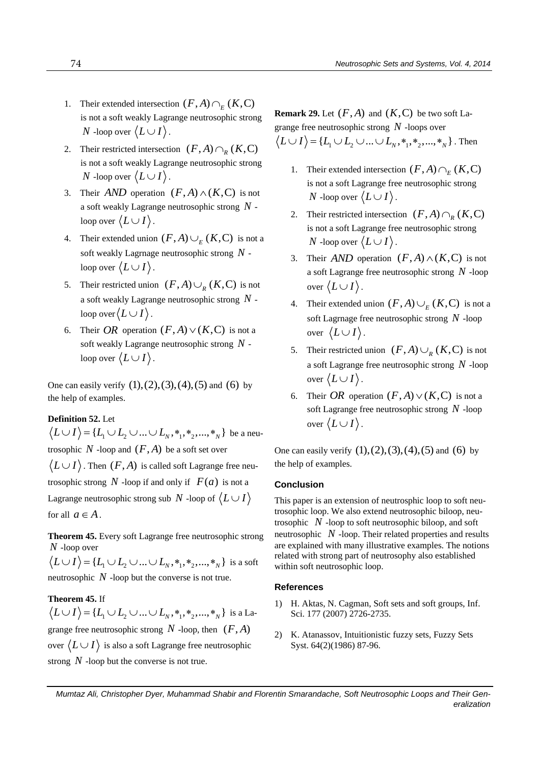1. Their extended intersection $(F,A) \cap_E (K,C)$ is not a soft weakly Lagrange neutrosophic strong $N$ -loop over $\langle L \cup I \rangle$.
2. Their restricted intersection $(F,A) \cap_R (K,C)$ is not a soft weakly Lagrange neutrosophic strong $N$ -loop over $\langle L \cup I \rangle$.
3. Their $AND$ operation $(F,A) \wedge (K,C)$ is not a soft weakly Lagrange neutrosophic strong $N$ -loop over $\langle L \cup I \rangle$.
4. Their extended union $(F,A) \cup_E (K,C)$ is not a soft weakly Lagrnage neutrosophic strong $N$ -loop over $\langle L \cup I \rangle$.
5. Their restricted union $(F,A) \cup_R (K,C)$ is not a soft weakly Lagrange neutrosophic strong $N$ -loop over $\langle L \cup I \rangle$.
6. Their $OR$ operation $(F,A) \vee (K,C)$ is not a soft weakly Lagrange neutrosophic strong $N$ -loop over $\langle L \cup I \rangle$.

One can easily verify $(1),(2),(3),(4),(5)$ and $(6)$ by the help of examples.

**Definition 52.** Let $\langle L \cup I \rangle = \{L_1 \cup L_2 \cup ... \cup L_N, *_1, *_2, ..., *_N\}$ be a neutrosophic $N$ -loop and $(F,A)$ be a soft set over $\langle L \cup I \rangle$. Then $(F,A)$ is called soft Lagrange free neutrosophic strong $N$ -loop if and only if $F(a)$ is not a Lagrange neutrosophic strong sub $N$ -loop of $\langle L \cup I \rangle$ for all $a \in A$.

**Theorem 45.** Every soft Lagrange free neutrosophic strong $N$ -loop over $\langle L \cup I \rangle = \{L_1 \cup L_2 \cup ... \cup L_N, *_1, *_2, ..., *_N\}$ is a soft neutrosophic $N$ -loop but the converse is not true.

**Theorem 45.** If $\langle L \cup I \rangle = \{L_1 \cup L_2 \cup ... \cup L_N, *_1, *_2, ..., *_N\}$ is a Lagrange free neutrosophic strong $N$ -loop, then $(F,A)$ over $\langle L \cup I \rangle$ is also a soft Lagrange free neutrosophic strong $N$ -loop but the converse is not true.

**Remark 29.** Let $(F,A)$ and $(K,C)$ be two soft Lagrange free neutrosophic strong $N$ -loops over $\langle L \cup I \rangle = \{L_1 \cup L_2 \cup ... \cup L_N, *_1, *_2, ..., *_N\}$. Then

1. Their extended intersection $(F,A) \cap_E (K,C)$ is not a soft Lagrange free neutrosophic strong $N$ -loop over $\langle L \cup I \rangle$.
2. Their restricted intersection $(F,A) \cap_R (K,C)$ is not a soft Lagrange free neutrosophic strong $N$ -loop over $\langle L \cup I \rangle$.
3. Their $AND$ operation $(F,A) \wedge (K,C)$ is not a soft Lagrange free neutrosophic strong $N$ -loop over $\langle L \cup I \rangle$.
4. Their extended union $(F,A) \cup_E (K,C)$ is not a soft Lagrnage free neutrosophic strong $N$ -loop over $\langle L \cup I \rangle$.
5. Their restricted union $(F,A) \cup_R (K,C)$ is not a soft Lagrange free neutrosophic strong $N$ -loop over $\langle L \cup I \rangle$.
6. Their $OR$ operation $(F,A) \vee (K,C)$ is not a soft Lagrange free neutrosophic strong $N$ -loop over $\langle L \cup I \rangle$.

One can easily verify $(1),(2),(3),(4),(5)$ and $(6)$ by the help of examples.

## Conclusion

This paper is an extension of neutrosphic loop to soft neutrosophic loop. We also extend neutrosophic biloop, neutrosophic $N$ -loop to soft neutrosophic biloop, and soft neutrosophic $N$ -loop. Their related properties and results are explained with many illustrative examples. The notions related with strong part of neutrosophy also established within soft neutrosophic loop.

## References

1) H. Aktas, N. Cagman, Soft sets and soft groups, Inf. Sci. 177 (2007) 2726-2735.

2) K. Atanassov, Intuitionistic fuzzy sets, Fuzzy Sets Syst. 64(2)(1986) 87-96.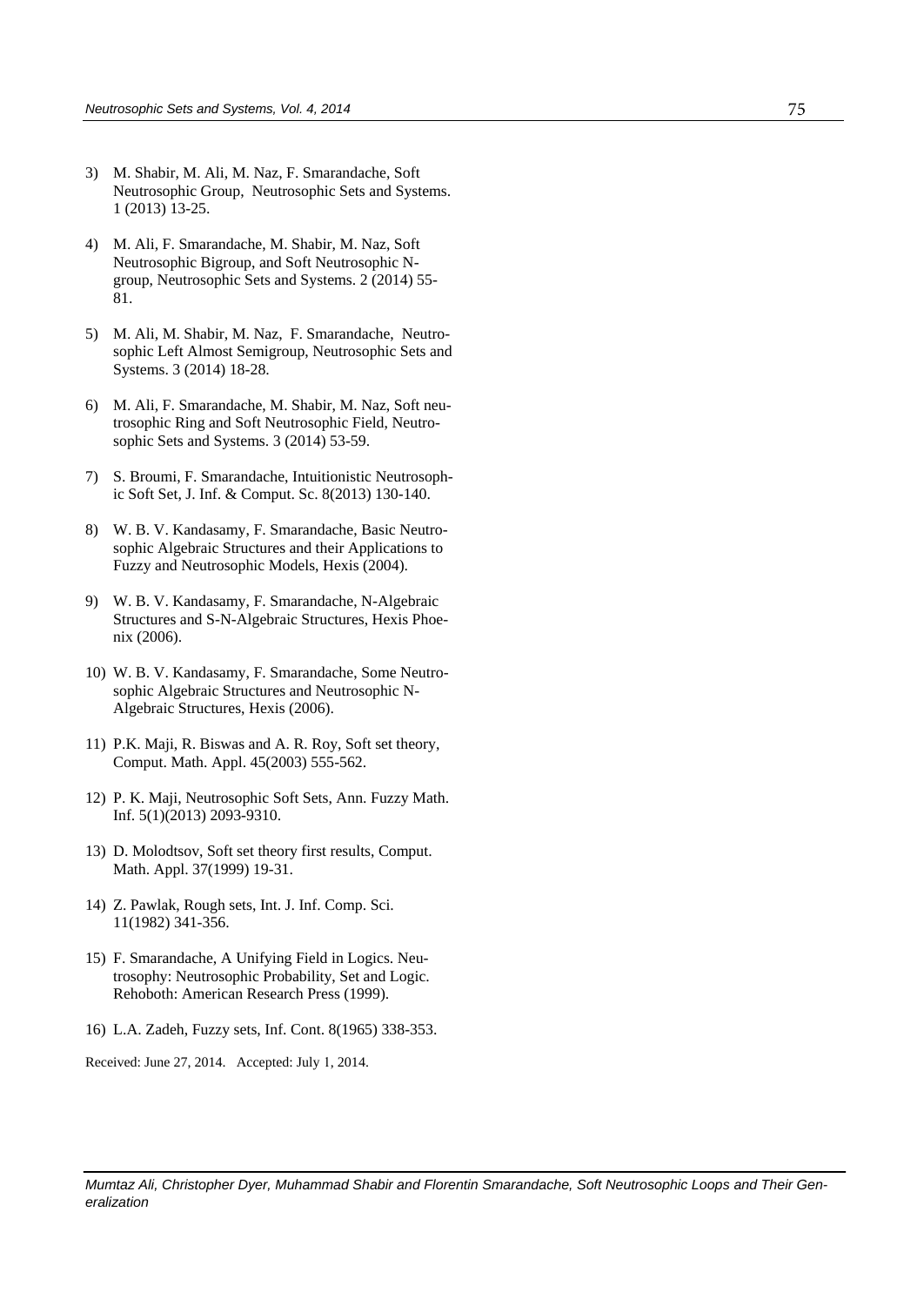3) M. Shabir, M. Ali, M. Naz, F. Smarandache, Soft Neutrosophic Group, Neutrosophic Sets and Systems. 1 (2013) 13-25.

4) M. Ali, F. Smarandache, M. Shabir, M. Naz, Soft Neutrosophic Bigroup, and Soft Neutrosophic N-group, Neutrosophic Sets and Systems. 2 (2014) 55-81.

5) M. Ali, M. Shabir, M. Naz, F. Smarandache, Neutrosophic Left Almost Semigroup, Neutrosophic Sets and Systems. 3 (2014) 18-28.

6) M. Ali, F. Smarandache, M. Shabir, M. Naz, Soft neutrosophic Ring and Soft Neutrosophic Field, Neutrosophic Sets and Systems. 3 (2014) 53-59.

7) S. Broumi, F. Smarandache, Intuitionistic Neutrosophic Soft Set, J. Inf. & Comput. Sc. 8(2013) 130-140.

8) W. B. V. Kandasamy, F. Smarandache, Basic Neutrosophic Algebraic Structures and their Applications to Fuzzy and Neutrosophic Models, Hexis (2004).

9) W. B. V. Kandasamy, F. Smarandache, N-Algebraic Structures and S-N-Algebraic Structures, Hexis Phoenix (2006).

10) W. B. V. Kandasamy, F. Smarandache, Some Neutrosophic Algebraic Structures and Neutrosophic N-Algebraic Structures, Hexis (2006).

11) P.K. Maji, R. Biswas and A. R. Roy, Soft set theory, Comput. Math. Appl. 45(2003) 555-562.

12) P. K. Maji, Neutrosophic Soft Sets, Ann. Fuzzy Math. Inf. 5(1)(2013) 2093-9310.

13) D. Molodtsov, Soft set theory first results, Comput. Math. Appl. 37(1999) 19-31.

14) Z. Pawlak, Rough sets, Int. J. Inf. Comp. Sci. 11(1982) 341-356.

15) F. Smarandache, A Unifying Field in Logics. Neutrosophy: Neutrosophic Probability, Set and Logic. Rehoboth: American Research Press (1999).

16) L.A. Zadeh, Fuzzy sets, Inf. Cont. 8(1965) 338-353.

Received: June 27, 2014. Accepted: July 1, 2014.